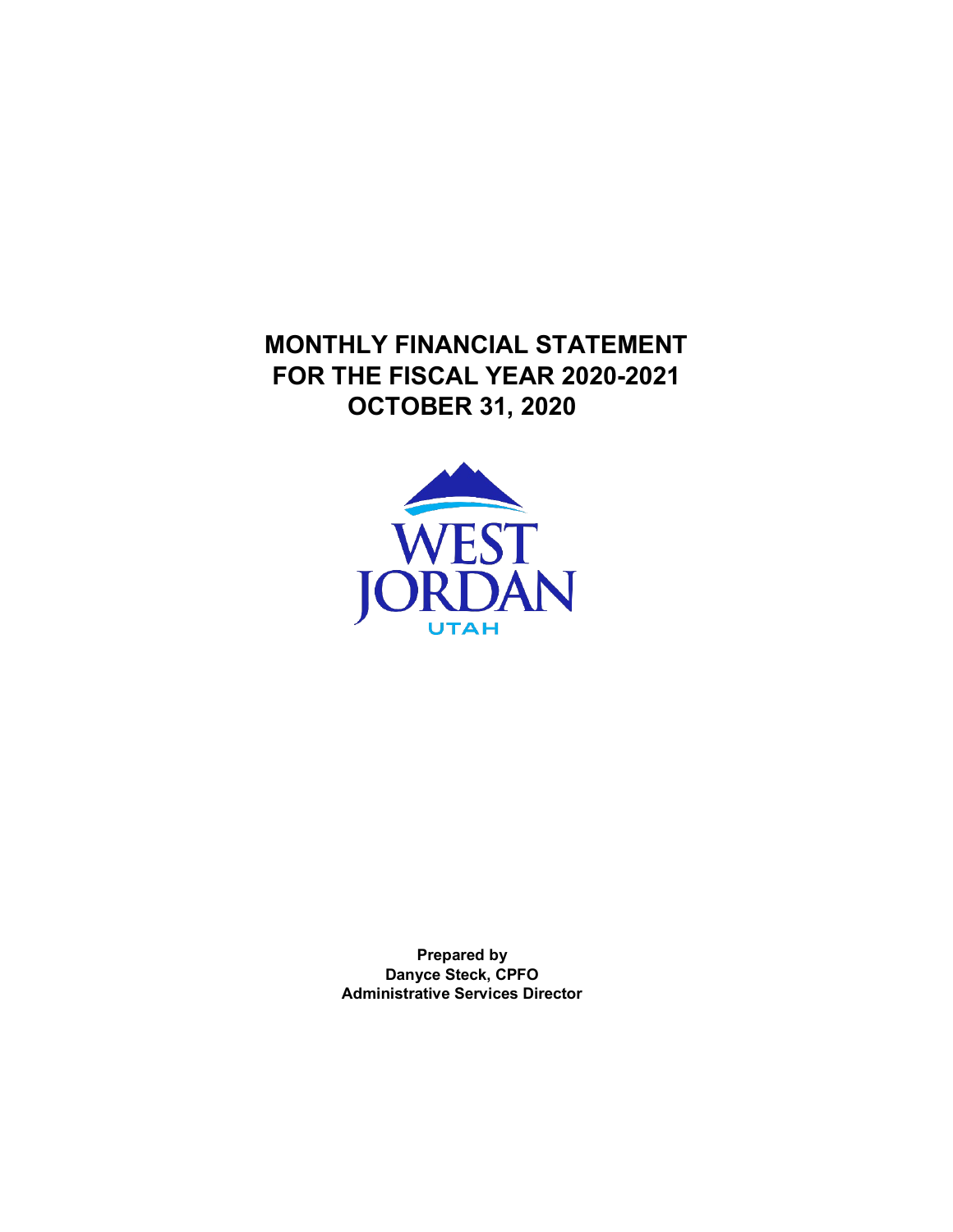# MONTHLY FINANCIAL STATEMENT
# FOR THE FISCAL YEAR 2020-2021
# OCTOBER 31, 2020

WEST JORDAN

UTAH

**Prepared by**
**Danyce Steck, CPFO**
**Administrative Services Director**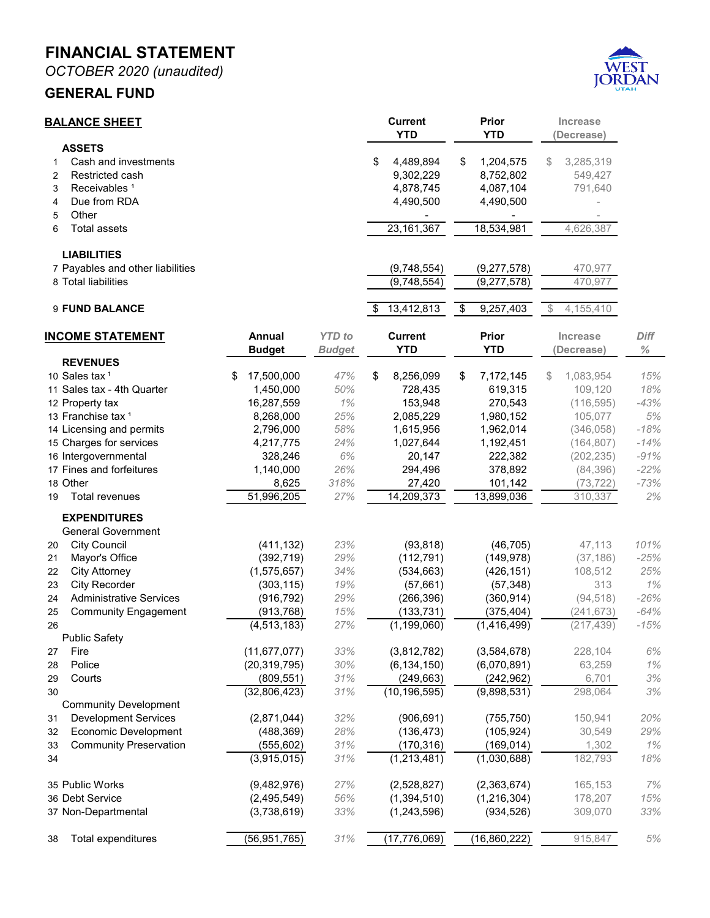# FINANCIAL STATEMENT

*OCTOBER 2020 (unaudited)*

## GENERAL FUND

### BALANCE SHEET

| | | Current YTD | Prior YTD | Increase (Decrease) |
|---|---|---|---|---|
| | **ASSETS** | | | |
| 1 | Cash and investments | $ 4,489,894 | $ 1,204,575 | $ 3,285,319 |
| 2 | Restricted cash | 9,302,229 | 8,752,802 | 549,427 |
| 3 | Receivables [1] | 4,878,745 | 4,087,104 | 791,640 |
| 4 | Due from RDA | 4,490,500 | 4,490,500 | - |
| 5 | Other | - | - | - |
| 6 | Total assets | 23,161,367 | 18,534,981 | 4,626,387 |
| | **LIABILITIES** | | | |
| 7 | Payables and other liabilities | (9,748,554) | (9,277,578) | 470,977 |
| 8 | Total liabilities | (9,748,554) | (9,277,578) | 470,977 |
| 9 | **FUND BALANCE** | $ 13,412,813 | $ 9,257,403 | $ 4,155,410 |

### INCOME STATEMENT

| | | Annual Budget | *YTD to Budget* | Current YTD | Prior YTD | Increase (Decrease) | *Diff %* |
|---|---|---|---|---|---|---|---|
| | **REVENUES** | | | | | | |
| 10 | Sales tax [1] | $ 17,500,000 | *47%* | $ 8,256,099 | $ 7,172,145 | $ 1,083,954 | *15%* |
| 11 | Sales tax - 4th Quarter | 1,450,000 | *50%* | 728,435 | 619,315 | 109,120 | *18%* |
| 12 | Property tax | 16,287,559 | *1%* | 153,948 | 270,543 | (116,595) | *-43%* |
| 13 | Franchise tax [1] | 8,268,000 | *25%* | 2,085,229 | 1,980,152 | 105,077 | *5%* |
| 14 | Licensing and permits | 2,796,000 | *58%* | 1,615,956 | 1,962,014 | (346,058) | *-18%* |
| 15 | Charges for services | 4,217,775 | *24%* | 1,027,644 | 1,192,451 | (164,807) | *-14%* |
| 16 | Intergovernmental | 328,246 | *6%* | 20,147 | 222,382 | (202,235) | *-91%* |
| 17 | Fines and forfeitures | 1,140,000 | *26%* | 294,496 | 378,892 | (84,396) | *-22%* |
| 18 | Other | 8,625 | *318%* | 27,420 | 101,142 | (73,722) | *-73%* |
| 19 | Total revenues | 51,996,205 | *27%* | 14,209,373 | 13,899,036 | 310,337 | *2%* |
| | **EXPENDITURES** | | | | | | |
| | General Government | | | | | | |
| 20 | City Council | (411,132) | *23%* | (93,818) | (46,705) | 47,113 | *101%* |
| 21 | Mayor's Office | (392,719) | *29%* | (112,791) | (149,978) | (37,186) | *-25%* |
| 22 | City Attorney | (1,575,657) | *34%* | (534,663) | (426,151) | 108,512 | *25%* |
| 23 | City Recorder | (303,115) | *19%* | (57,661) | (57,348) | 313 | *1%* |
| 24 | Administrative Services | (916,792) | *29%* | (266,396) | (360,914) | (94,518) | *-26%* |
| 25 | Community Engagement | (913,768) | *15%* | (133,731) | (375,404) | (241,673) | *-64%* |
| 26 | | (4,513,183) | *27%* | (1,199,060) | (1,416,499) | (217,439) | *-15%* |
| | Public Safety | | | | | | |
| 27 | Fire | (11,677,077) | *33%* | (3,812,782) | (3,584,678) | 228,104 | *6%* |
| 28 | Police | (20,319,795) | *30%* | (6,134,150) | (6,070,891) | 63,259 | *1%* |
| 29 | Courts | (809,551) | *31%* | (249,663) | (242,962) | 6,701 | *3%* |
| 30 | | (32,806,423) | *31%* | (10,196,595) | (9,898,531) | 298,064 | *3%* |
| | Community Development | | | | | | |
| 31 | Development Services | (2,871,044) | *32%* | (906,691) | (755,750) | 150,941 | *20%* |
| 32 | Economic Development | (488,369) | *28%* | (136,473) | (105,924) | 30,549 | *29%* |
| 33 | Community Preservation | (555,602) | *31%* | (170,316) | (169,014) | 1,302 | *1%* |
| 34 | | (3,915,015) | *31%* | (1,213,481) | (1,030,688) | 182,793 | *18%* |
| 35 | Public Works | (9,482,976) | *27%* | (2,528,827) | (2,363,674) | 165,153 | *7%* |
| 36 | Debt Service | (2,495,549) | *56%* | (1,394,510) | (1,216,304) | 178,207 | *15%* |
| 37 | Non-Departmental | (3,738,619) | *33%* | (1,243,596) | (934,526) | 309,070 | *33%* |
| 38 | Total expenditures | (56,951,765) | *31%* | (17,776,069) | (16,860,222) | 915,847 | *5%* |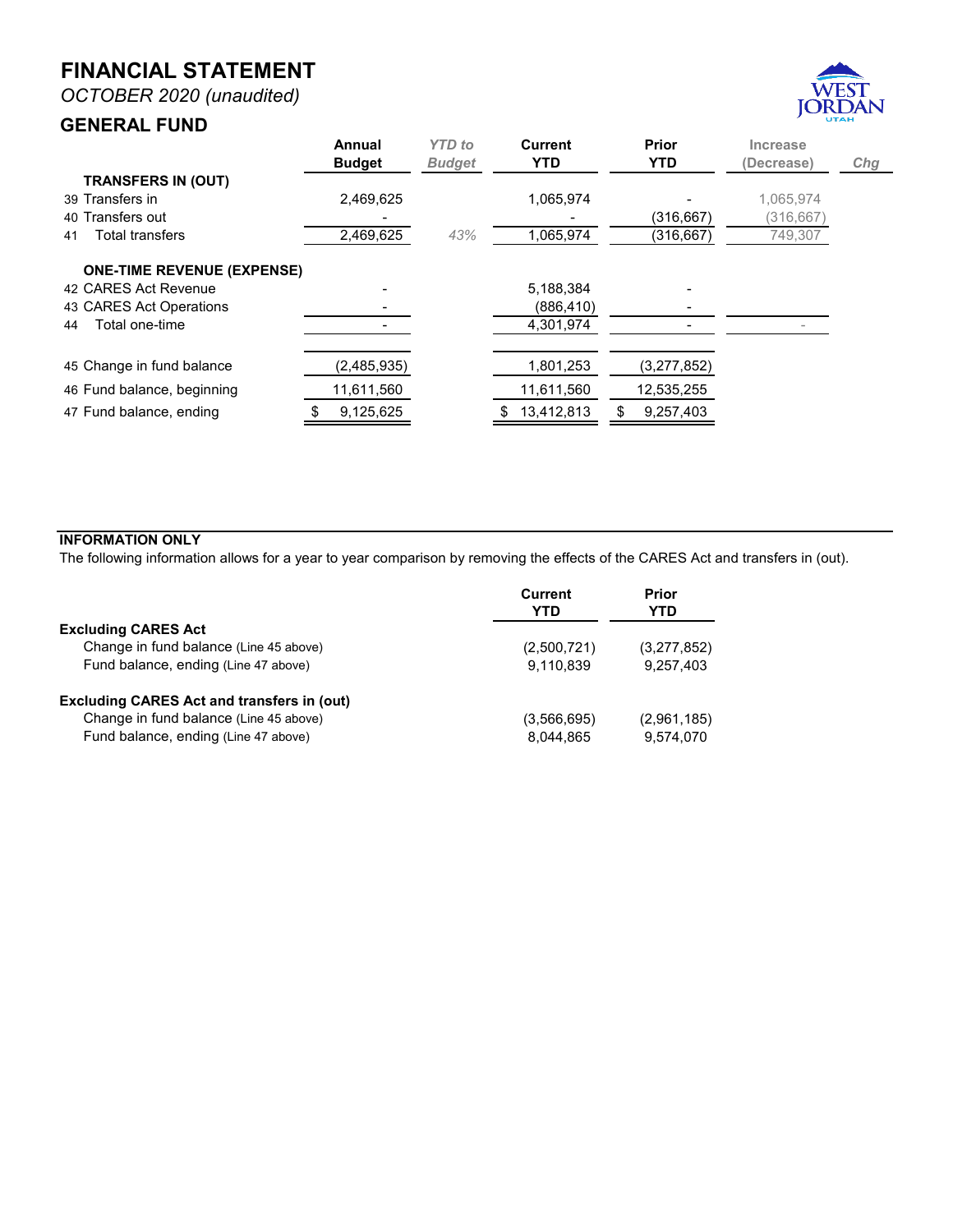# FINANCIAL STATEMENT

*OCTOBER 2020 (unaudited)*

## GENERAL FUND

| | | Annual Budget | *YTD to Budget* | Current YTD | Prior YTD | Increase (Decrease) | *Chg* |
|---|---|---|---|---|---|---|---|
| | **TRANSFERS IN (OUT)** | | | | | | |
| 39 | Transfers in | 2,469,625 | | 1,065,974 | - | 1,065,974 | |
| 40 | Transfers out | - | | - | (316,667) | (316,667) | |
| 41 | Total transfers | 2,469,625 | *43%* | 1,065,974 | (316,667) | 749,307 | |
| | **ONE-TIME REVENUE (EXPENSE)** | | | | | | |
| 42 | CARES Act Revenue | - | | 5,188,384 | - | | |
| 43 | CARES Act Operations | - | | (886,410) | - | | |
| 44 | Total one-time | - | | 4,301,974 | - | - | |
| 45 | Change in fund balance | (2,485,935) | | 1,801,253 | (3,277,852) | | |
| 46 | Fund balance, beginning | 11,611,560 | | 11,611,560 | 12,535,255 | | |
| 47 | Fund balance, ending | $ 9,125,625 | | $ 13,412,813 | $ 9,257,403 | | |

**INFORMATION ONLY**

The following information allows for a year to year comparison by removing the effects of the CARES Act and transfers in (out).

| | Current YTD | Prior YTD |
|---|---|---|
| **Excluding CARES Act** | | |
| Change in fund balance (Line 45 above) | (2,500,721) | (3,277,852) |
| Fund balance, ending (Line 47 above) | 9,110,839 | 9,257,403 |
| **Excluding CARES Act and transfers in (out)** | | |
| Change in fund balance (Line 45 above) | (3,566,695) | (2,961,185) |
| Fund balance, ending (Line 47 above) | 8,044,865 | 9,574,070 |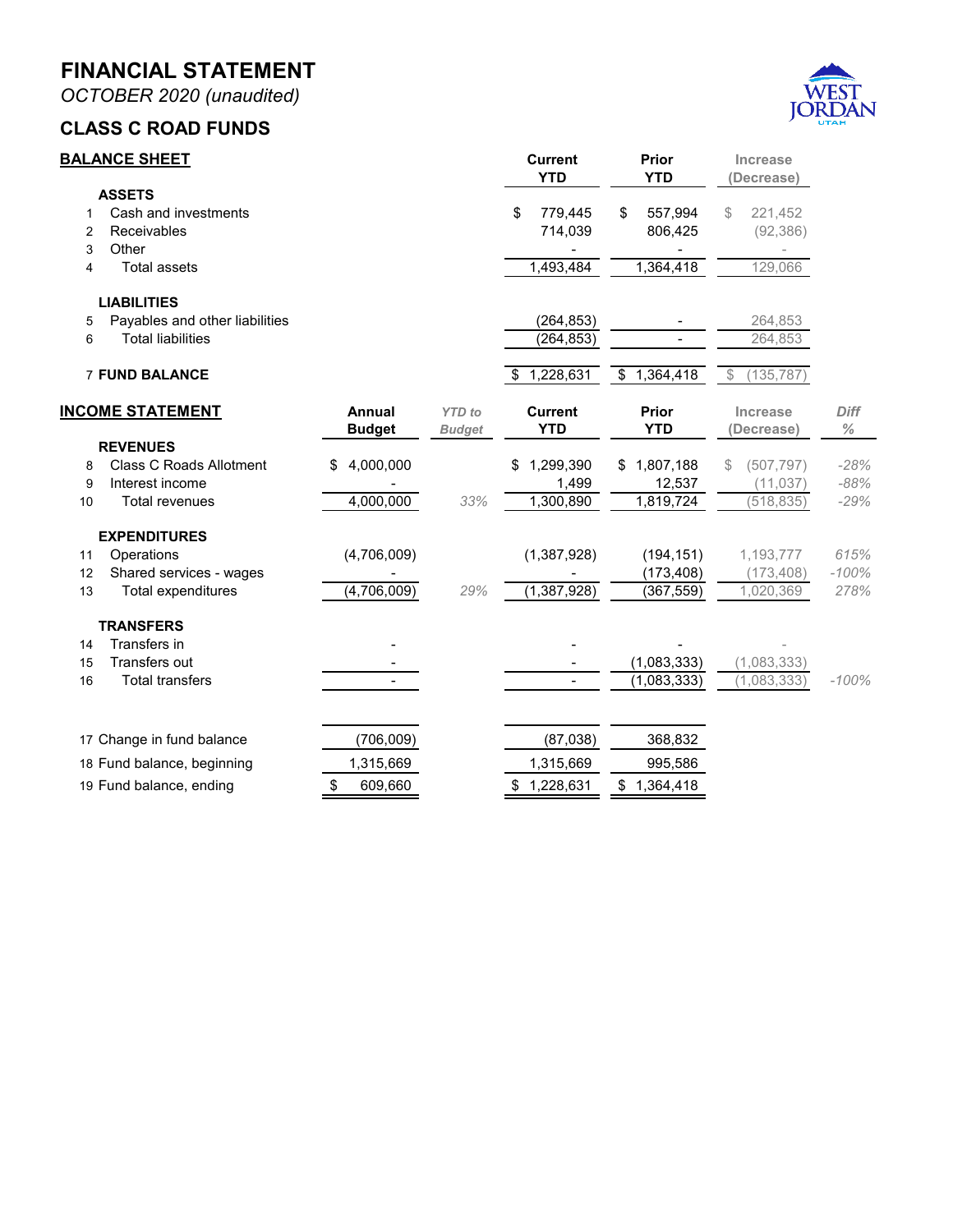# FINANCIAL STATEMENT

*OCTOBER 2020 (unaudited)*

## CLASS C ROAD FUNDS

### BALANCE SHEET

| | | Current YTD | Prior YTD | Increase (Decrease) |
|---|---|---|---|---|
| | **ASSETS** | | | |
| 1 | Cash and investments | $ 779,445 | $ 557,994 | $ 221,452 |
| 2 | Receivables | 714,039 | 806,425 | (92,386) |
| 3 | Other | - | - | - |
| 4 | Total assets | 1,493,484 | 1,364,418 | 129,066 |
| | **LIABILITIES** | | | |
| 5 | Payables and other liabilities | (264,853) | - | 264,853 |
| 6 | Total liabilities | (264,853) | - | 264,853 |
| 7 | **FUND BALANCE** | $ 1,228,631 | $ 1,364,418 | $ (135,787) |

### INCOME STATEMENT

| | | Annual Budget | *YTD to Budget* | Current YTD | Prior YTD | Increase (Decrease) | *Diff %* |
|---|---|---|---|---|---|---|---|
| | **REVENUES** | | | | | | |
| 8 | Class C Roads Allotment | $ 4,000,000 | | $ 1,299,390 | $ 1,807,188 | $ (507,797) | *-28%* |
| 9 | Interest income | - | | 1,499 | 12,537 | (11,037) | *-88%* |
| 10 | Total revenues | 4,000,000 | *33%* | 1,300,890 | 1,819,724 | (518,835) | *-29%* |
| | **EXPENDITURES** | | | | | | |
| 11 | Operations | (4,706,009) | | (1,387,928) | (194,151) | 1,193,777 | *615%* |
| 12 | Shared services - wages | - | | - | (173,408) | (173,408) | *-100%* |
| 13 | Total expenditures | (4,706,009) | *29%* | (1,387,928) | (367,559) | 1,020,369 | *278%* |
| | **TRANSFERS** | | | | | | |
| 14 | Transfers in | - | | - | - | - | |
| 15 | Transfers out | - | | - | (1,083,333) | (1,083,333) | |
| 16 | Total transfers | - | | - | (1,083,333) | (1,083,333) | *-100%* |
| 17 | Change in fund balance | (706,009) | | (87,038) | 368,832 | | |
| 18 | Fund balance, beginning | 1,315,669 | | 1,315,669 | 995,586 | | |
| 19 | Fund balance, ending | $ 609,660 | | $ 1,228,631 | $ 1,364,418 | | |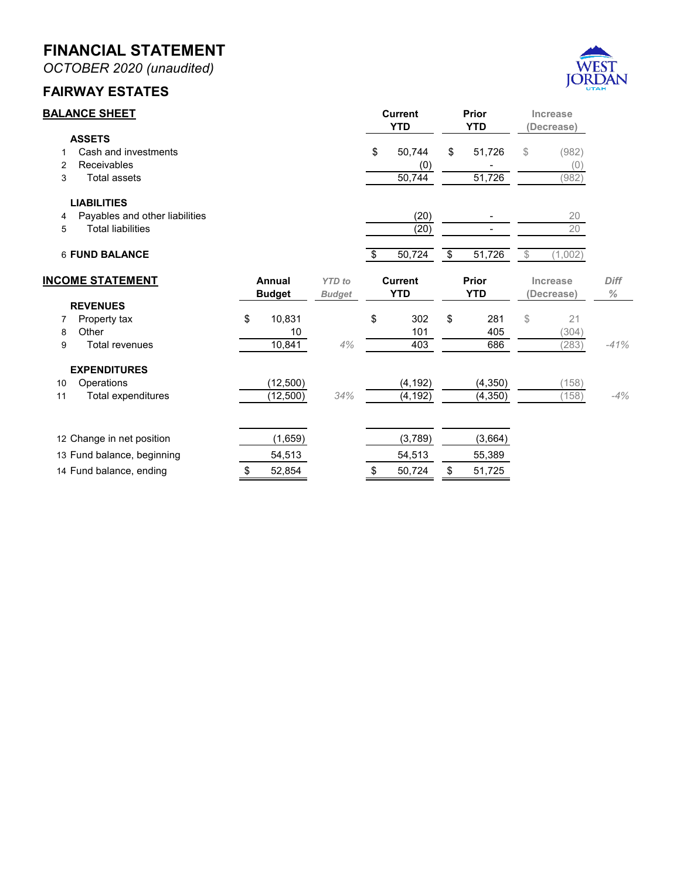# FINANCIAL STATEMENT

*OCTOBER 2020 (unaudited)*

## FAIRWAY ESTATES

WEST JORDAN UTAH

**BALANCE SHEET**

| | | Current YTD | Prior YTD | Increase (Decrease) |
|---|---|---|---|---|
| | **ASSETS** | | | |
| 1 | Cash and investments | $ 50,744 | $ 51,726 | $ (982) |
| 2 | Receivables | (0) | - | (0) |
| 3 | Total assets | 50,744 | 51,726 | (982) |
| | **LIABILITIES** | | | |
| 4 | Payables and other liabilities | (20) | - | 20 |
| 5 | Total liabilities | (20) | - | 20 |
| 6 | **FUND BALANCE** | $ 50,724 | $ 51,726 | $ (1,002) |

**INCOME STATEMENT**

| | | Annual Budget | *YTD to Budget* | Current YTD | Prior YTD | Increase (Decrease) | *Diff %* |
|---|---|---|---|---|---|---|---|
| | **REVENUES** | | | | | | |
| 7 | Property tax | $ 10,831 | | $ 302 | $ 281 | $ 21 | |
| 8 | Other | 10 | | 101 | 405 | (304) | |
| 9 | Total revenues | 10,841 | *4%* | 403 | 686 | (283) | *-41%* |
| | **EXPENDITURES** | | | | | | |
| 10 | Operations | (12,500) | | (4,192) | (4,350) | (158) | |
| 11 | Total expenditures | (12,500) | *34%* | (4,192) | (4,350) | (158) | *-4%* |
| 12 | Change in net position | (1,659) | | (3,789) | (3,664) | | |
| 13 | Fund balance, beginning | 54,513 | | 54,513 | 55,389 | | |
| 14 | Fund balance, ending | $ 52,854 | | $ 50,724 | $ 51,725 | | |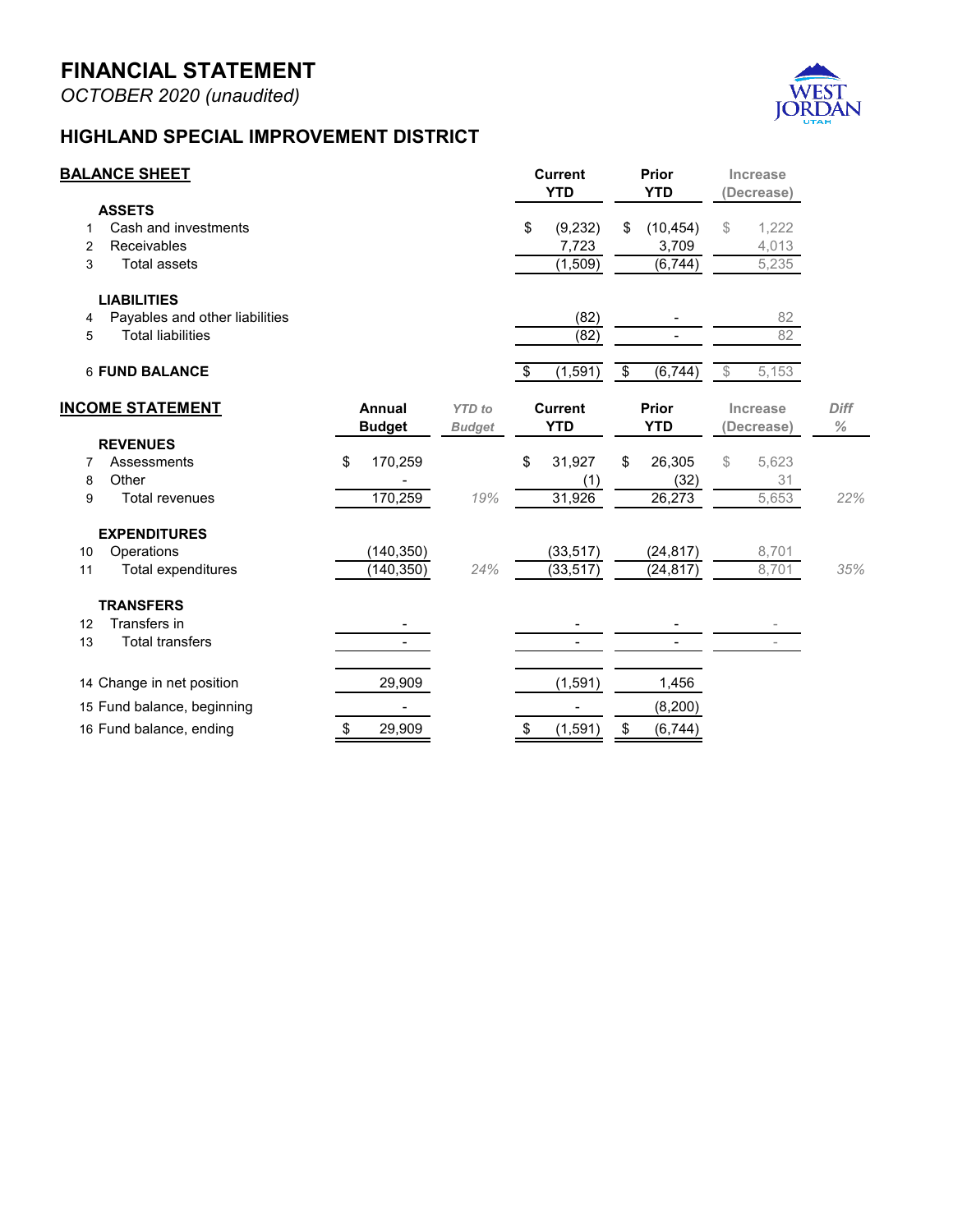# FINANCIAL STATEMENT

*OCTOBER 2020 (unaudited)*

## HIGHLAND SPECIAL IMPROVEMENT DISTRICT

| | | Current YTD | Prior YTD | Increase (Decrease) |
|---|---|---|---|---|
| **BALANCE SHEET** | | | | |
| | **ASSETS** | | | |
| 1 | Cash and investments | $ (9,232) | $ (10,454) | $ 1,222 |
| 2 | Receivables | 7,723 | 3,709 | 4,013 |
| 3 | Total assets | (1,509) | (6,744) | 5,235 |
| | **LIABILITIES** | | | |
| 4 | Payables and other liabilities | (82) | - | 82 |
| 5 | Total liabilities | (82) | - | 82 |
| 6 | **FUND BALANCE** | $ (1,591) | $ (6,744) | $ 5,153 |

| | | Annual Budget | *YTD to Budget* | Current YTD | Prior YTD | Increase (Decrease) | *Diff %* |
|---|---|---|---|---|---|---|---|
| **INCOME STATEMENT** | | | | | | | |
| | **REVENUES** | | | | | | |
| 7 | Assessments | $ 170,259 | | $ 31,927 | $ 26,305 | $ 5,623 | |
| 8 | Other | - | | (1) | (32) | 31 | |
| 9 | Total revenues | 170,259 | *19%* | 31,926 | 26,273 | 5,653 | *22%* |
| | **EXPENDITURES** | | | | | | |
| 10 | Operations | (140,350) | | (33,517) | (24,817) | 8,701 | |
| 11 | Total expenditures | (140,350) | *24%* | (33,517) | (24,817) | 8,701 | *35%* |
| | **TRANSFERS** | | | | | | |
| 12 | Transfers in | - | | - | - | - | |
| 13 | Total transfers | - | | - | - | - | |
| 14 | Change in net position | 29,909 | | (1,591) | 1,456 | | |
| 15 | Fund balance, beginning | - | | - | (8,200) | | |
| 16 | Fund balance, ending | $ 29,909 | | $ (1,591) | $ (6,744) | | |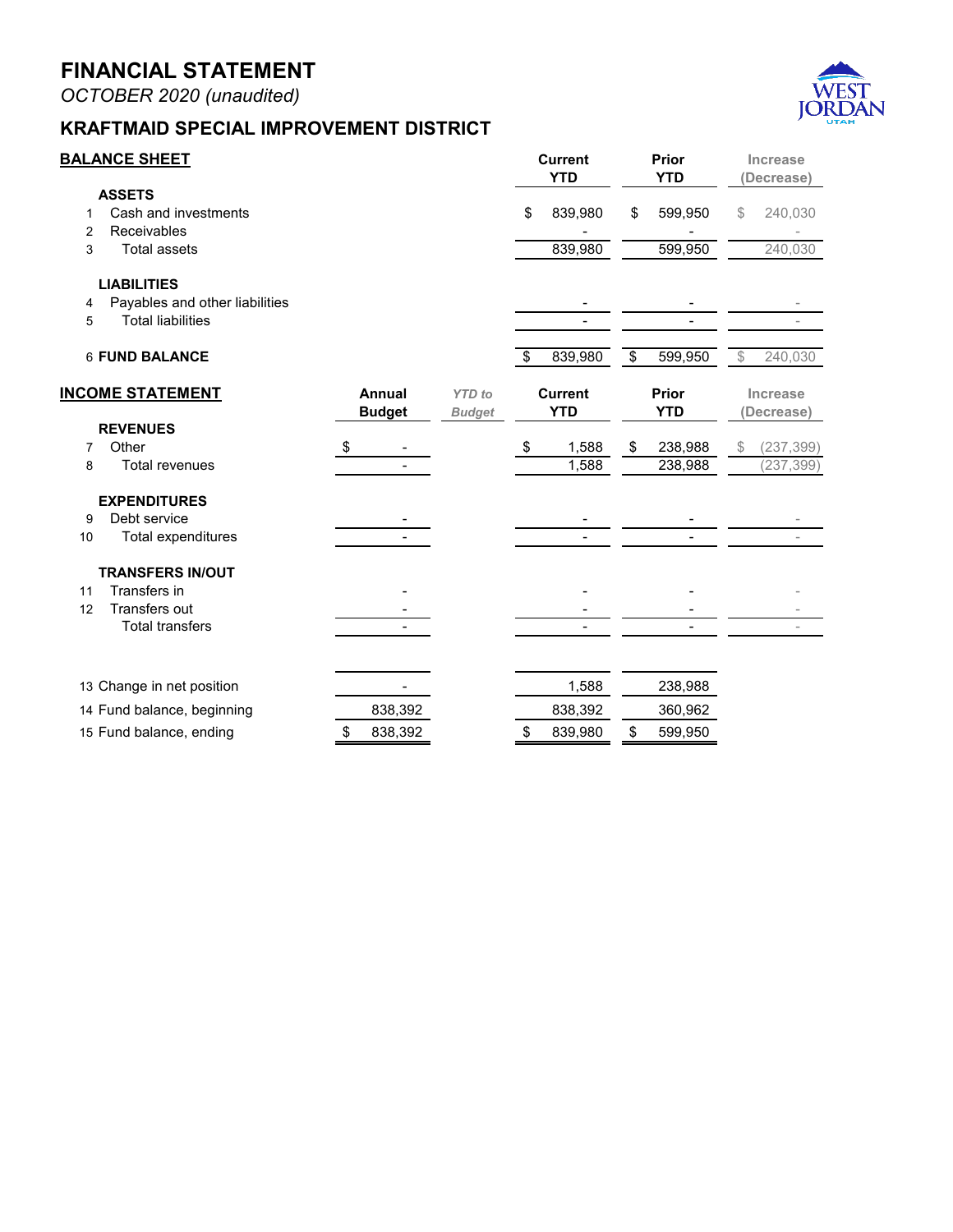# FINANCIAL STATEMENT

*OCTOBER 2020 (unaudited)*

## KRAFTMAID SPECIAL IMPROVEMENT DISTRICT

| | **BALANCE SHEET** | Current YTD | Prior YTD | Increase (Decrease) |
|---|---|---|---|---|
| | **ASSETS** | | | |
| 1 | Cash and investments | $ 839,980 | $ 599,950 | $ 240,030 |
| 2 | Receivables | - | - | - |
| 3 | Total assets | 839,980 | 599,950 | 240,030 |
| | **LIABILITIES** | | | |
| 4 | Payables and other liabilities | - | - | - |
| 5 | Total liabilities | - | - | - |
| 6 | **FUND BALANCE** | $ 839,980 | $ 599,950 | $ 240,030 |

| | **INCOME STATEMENT** | Annual Budget | *YTD to Budget* | Current YTD | Prior YTD | Increase (Decrease) |
|---|---|---|---|---|---|---|
| | **REVENUES** | | | | | |
| 7 | Other | $ - | | $ 1,588 | $ 238,988 | $ (237,399) |
| 8 | Total revenues | - | | 1,588 | 238,988 | (237,399) |
| | **EXPENDITURES** | | | | | |
| 9 | Debt service | - | | - | - | - |
| 10 | Total expenditures | - | | - | - | - |
| | **TRANSFERS IN/OUT** | | | | | |
| 11 | Transfers in | - | | - | - | - |
| 12 | Transfers out | - | | - | - | - |
| | Total transfers | - | | - | - | - |
| 13 | Change in net position | - | | 1,588 | 238,988 | |
| 14 | Fund balance, beginning | 838,392 | | 838,392 | 360,962 | |
| 15 | Fund balance, ending | $ 838,392 | | $ 839,980 | $ 599,950 | |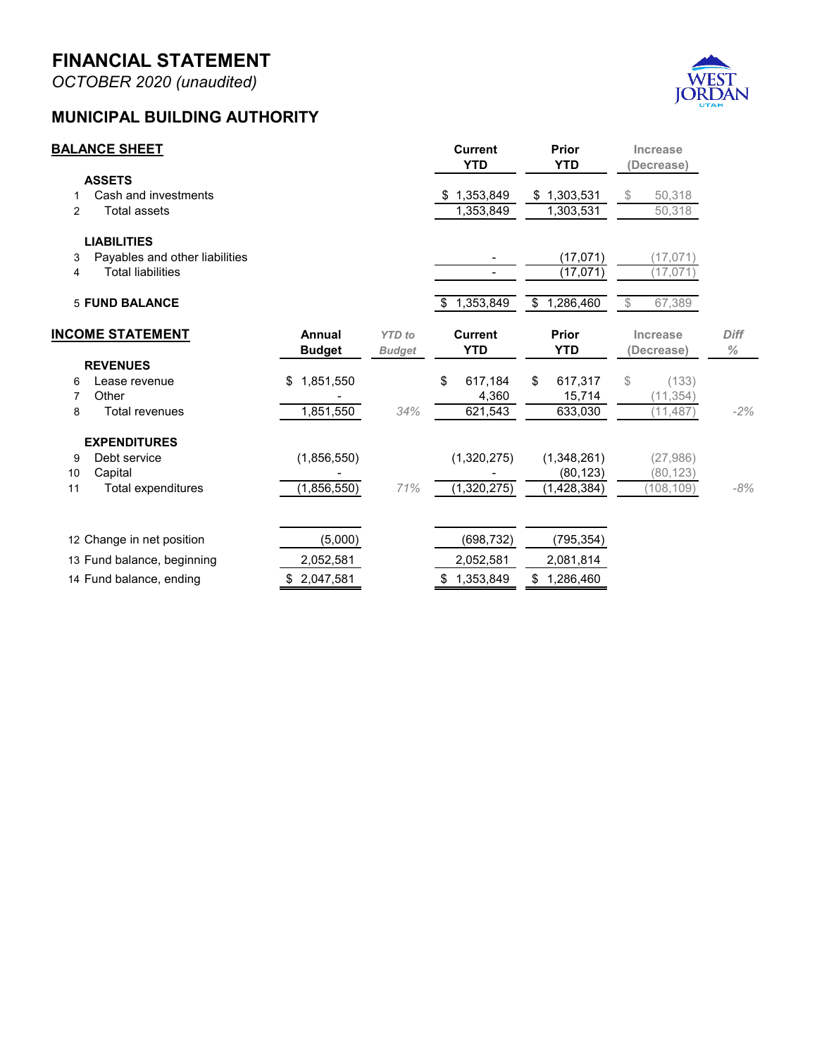# FINANCIAL STATEMENT

*OCTOBER 2020 (unaudited)*

## MUNICIPAL BUILDING AUTHORITY

| | **BALANCE SHEET** | **Current YTD** | **Prior YTD** | **Increase (Decrease)** |
|---|---|---|---|---|
| | **ASSETS** | | | |
| 1 | Cash and investments | $ 1,353,849 | $ 1,303,531 | $ 50,318 |
| 2 | Total assets | 1,353,849 | 1,303,531 | 50,318 |
| | **LIABILITIES** | | | |
| 3 | Payables and other liabilities | - | (17,071) | (17,071) |
| 4 | Total liabilities | - | (17,071) | (17,071) |
| 5 | **FUND BALANCE** | $ 1,353,849 | $ 1,286,460 | $ 67,389 |

| | **INCOME STATEMENT** | **Annual Budget** | ***YTD to Budget*** | **Current YTD** | **Prior YTD** | **Increase (Decrease)** | ***Diff %*** |
|---|---|---|---|---|---|---|---|
| | **REVENUES** | | | | | | |
| 6 | Lease revenue | $ 1,851,550 | | $ 617,184 | $ 617,317 | $ (133) | |
| 7 | Other | - | | 4,360 | 15,714 | (11,354) | |
| 8 | Total revenues | 1,851,550 | *34%* | 621,543 | 633,030 | (11,487) | *-2%* |
| | **EXPENDITURES** | | | | | | |
| 9 | Debt service | (1,856,550) | | (1,320,275) | (1,348,261) | (27,986) | |
| 10 | Capital | - | | - | (80,123) | (80,123) | |
| 11 | Total expenditures | (1,856,550) | *71%* | (1,320,275) | (1,428,384) | (108,109) | *-8%* |
| 12 | Change in net position | (5,000) | | (698,732) | (795,354) | | |
| 13 | Fund balance, beginning | 2,052,581 | | 2,052,581 | 2,081,814 | | |
| 14 | Fund balance, ending | $ 2,047,581 | | $ 1,353,849 | $ 1,286,460 | | |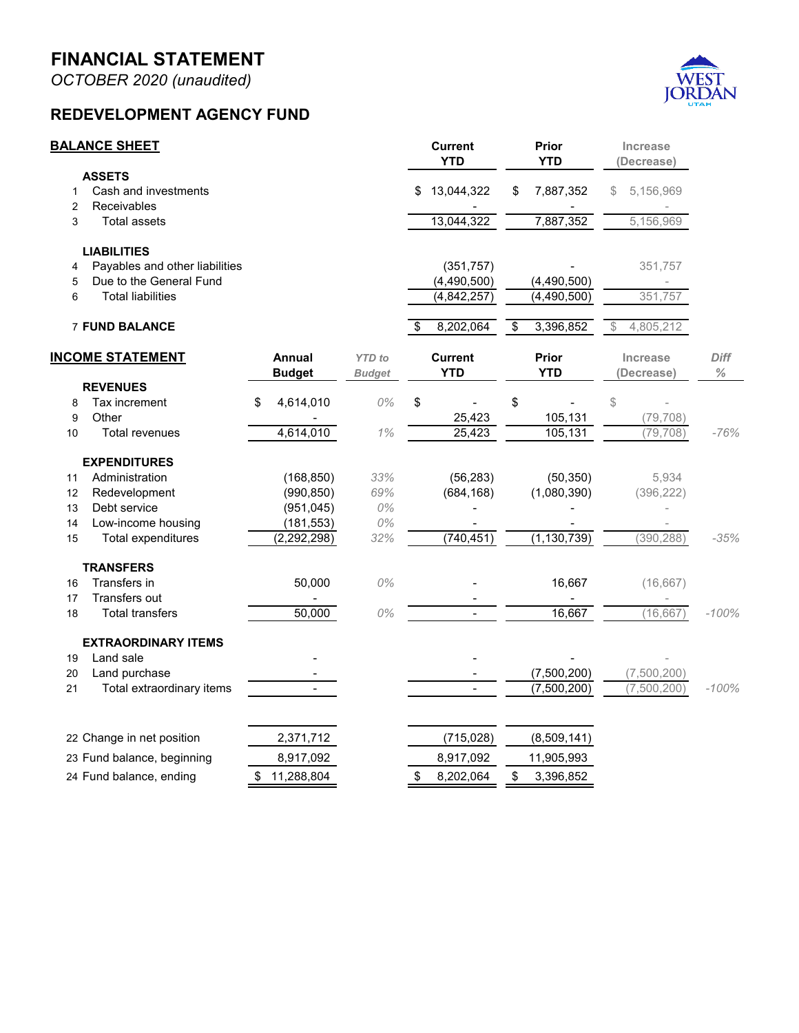# FINANCIAL STATEMENT

*OCTOBER 2020 (unaudited)*

## REDEVELOPMENT AGENCY FUND

| | **BALANCE SHEET** | **Current YTD** | **Prior YTD** | **Increase (Decrease)** |
|---|---|---|---|---|
| | **ASSETS** | | | |
| 1 | Cash and investments | $ 13,044,322 | $ 7,887,352 | $ 5,156,969 |
| 2 | Receivables | - | - | - |
| 3 | Total assets | 13,044,322 | 7,887,352 | 5,156,969 |
| | **LIABILITIES** | | | |
| 4 | Payables and other liabilities | (351,757) | - | 351,757 |
| 5 | Due to the General Fund | (4,490,500) | (4,490,500) | - |
| 6 | Total liabilities | (4,842,257) | (4,490,500) | 351,757 |
| 7 | **FUND BALANCE** | $ 8,202,064 | $ 3,396,852 | $ 4,805,212 |

| | **INCOME STATEMENT** | **Annual Budget** | *YTD to Budget* | **Current YTD** | **Prior YTD** | **Increase (Decrease)** | *Diff %* |
|---|---|---|---|---|---|---|---|
| | **REVENUES** | | | | | | |
| 8 | Tax increment | $ 4,614,010 | 0% | $ - | $ - | $ - | |
| 9 | Other | - | | 25,423 | 105,131 | (79,708) | |
| 10 | Total revenues | 4,614,010 | 1% | 25,423 | 105,131 | (79,708) | -76% |
| | **EXPENDITURES** | | | | | | |
| 11 | Administration | (168,850) | 33% | (56,283) | (50,350) | 5,934 | |
| 12 | Redevelopment | (990,850) | 69% | (684,168) | (1,080,390) | (396,222) | |
| 13 | Debt service | (951,045) | 0% | - | - | - | |
| 14 | Low-income housing | (181,553) | 0% | - | - | - | |
| 15 | Total expenditures | (2,292,298) | 32% | (740,451) | (1,130,739) | (390,288) | -35% |
| | **TRANSFERS** | | | | | | |
| 16 | Transfers in | 50,000 | 0% | - | 16,667 | (16,667) | |
| 17 | Transfers out | - | | - | - | - | |
| 18 | Total transfers | 50,000 | 0% | - | 16,667 | (16,667) | -100% |
| | **EXTRAORDINARY ITEMS** | | | | | | |
| 19 | Land sale | - | | - | - | - | |
| 20 | Land purchase | - | | - | (7,500,200) | (7,500,200) | |
| 21 | Total extraordinary items | - | | - | (7,500,200) | (7,500,200) | -100% |
| 22 | Change in net position | 2,371,712 | | (715,028) | (8,509,141) | | |
| 23 | Fund balance, beginning | 8,917,092 | | 8,917,092 | 11,905,993 | | |
| 24 | Fund balance, ending | $ 11,288,804 | | $ 8,202,064 | $ 3,396,852 | | |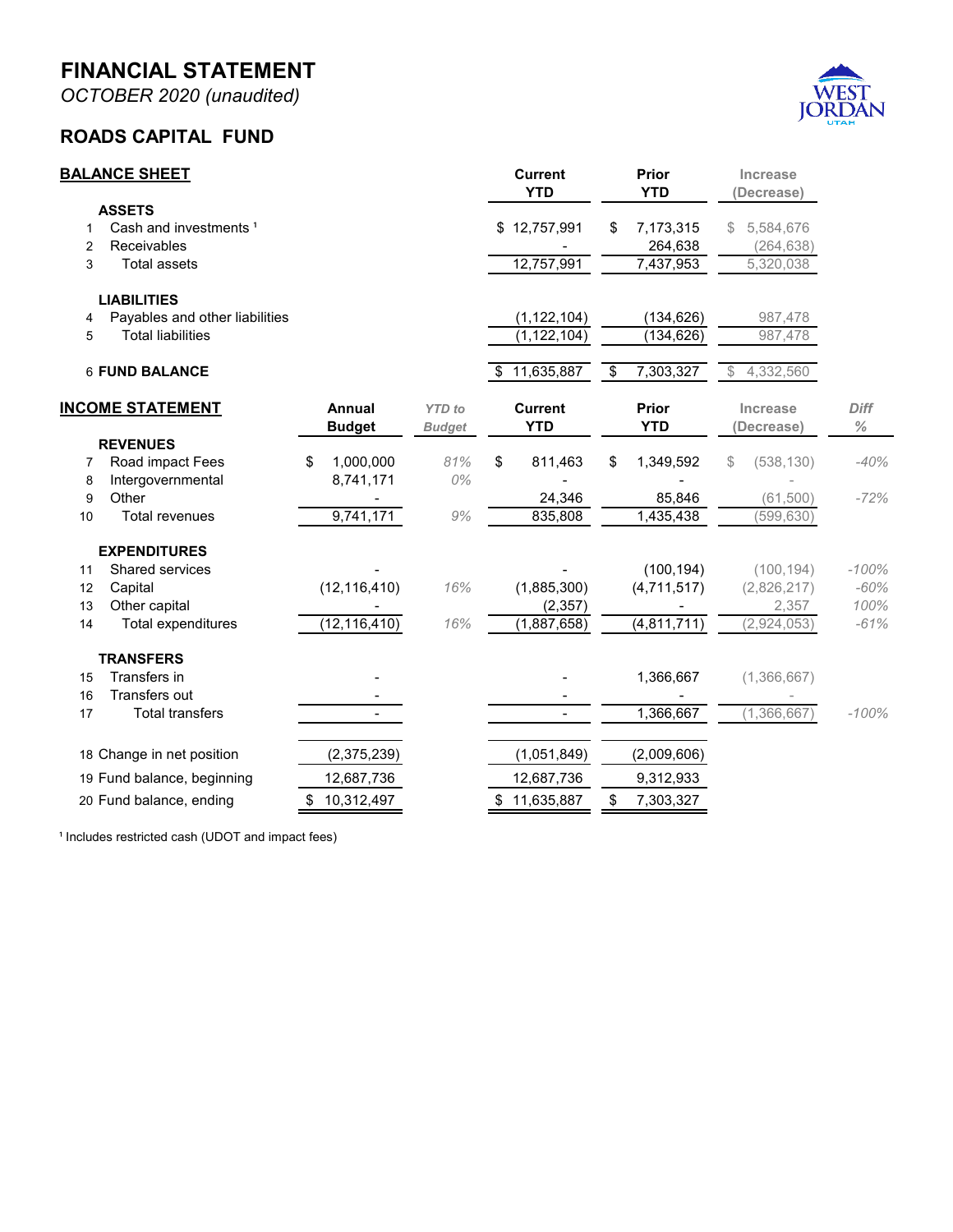# FINANCIAL STATEMENT

*OCTOBER 2020 (unaudited)*

## ROADS CAPITAL FUND

| | **BALANCE SHEET** | | | **Current YTD** | **Prior YTD** | **Increase (Decrease)** | |
|---|---|---|---|---|---|---|---|
| | **ASSETS** | | | | | | |
| 1 | Cash and investments [1] | | | $ 12,757,991 | $ 7,173,315 | $ 5,584,676 | |
| 2 | Receivables | | | - | 264,638 | (264,638) | |
| 3 | Total assets | | | 12,757,991 | 7,437,953 | 5,320,038 | |
| | **LIABILITIES** | | | | | | |
| 4 | Payables and other liabilities | | | (1,122,104) | (134,626) | 987,478 | |
| 5 | Total liabilities | | | (1,122,104) | (134,626) | 987,478 | |
| 6 | **FUND BALANCE** | | | $ 11,635,887 | $ 7,303,327 | $ 4,332,560 | |
| | **INCOME STATEMENT** | **Annual Budget** | *YTD to Budget* | **Current YTD** | **Prior YTD** | **Increase (Decrease)** | *Diff %* |
| | **REVENUES** | | | | | | |
| 7 | Road impact Fees | $ 1,000,000 | *81%* | $ 811,463 | $ 1,349,592 | $ (538,130) | *-40%* |
| 8 | Intergovernmental | 8,741,171 | *0%* | - | - | - | |
| 9 | Other | - | | 24,346 | 85,846 | (61,500) | *-72%* |
| 10 | Total revenues | 9,741,171 | *9%* | 835,808 | 1,435,438 | (599,630) | |
| | **EXPENDITURES** | | | | | | |
| 11 | Shared services | - | | - | (100,194) | (100,194) | *-100%* |
| 12 | Capital | (12,116,410) | *16%* | (1,885,300) | (4,711,517) | (2,826,217) | *-60%* |
| 13 | Other capital | - | | (2,357) | - | 2,357 | *100%* |
| 14 | Total expenditures | (12,116,410) | *16%* | (1,887,658) | (4,811,711) | (2,924,053) | *-61%* |
| | **TRANSFERS** | | | | | | |
| 15 | Transfers in | - | | - | 1,366,667 | (1,366,667) | |
| 16 | Transfers out | - | | - | - | - | |
| 17 | Total transfers | - | | - | 1,366,667 | (1,366,667) | *-100%* |
| 18 | Change in net position | (2,375,239) | | (1,051,849) | (2,009,606) | | |
| 19 | Fund balance, beginning | 12,687,736 | | 12,687,736 | 9,312,933 | | |
| 20 | Fund balance, ending | $ 10,312,497 | | $ 11,635,887 | $ 7,303,327 | | |

[1] Includes restricted cash (UDOT and impact fees)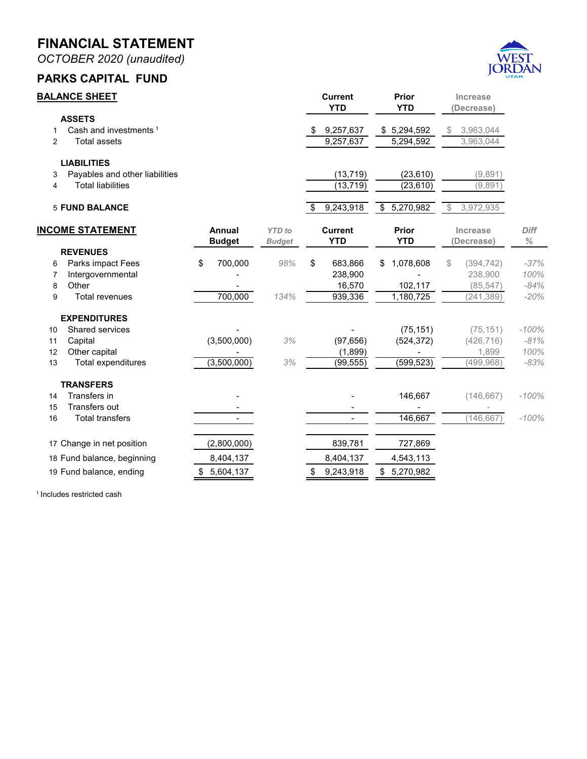# FINANCIAL STATEMENT

*OCTOBER 2020 (unaudited)*

## PARKS CAPITAL FUND

| | BALANCE SHEET | Current YTD | Prior YTD | Increase (Decrease) |
|---|---|---|---|---|
| | **ASSETS** | | | |
| 1 | Cash and investments [1] | $ 9,257,637 | $ 5,294,592 | $ 3,963,044 |
| 2 | Total assets | 9,257,637 | 5,294,592 | 3,963,044 |
| | **LIABILITIES** | | | |
| 3 | Payables and other liabilities | (13,719) | (23,610) | (9,891) |
| 4 | Total liabilities | (13,719) | (23,610) | (9,891) |
| 5 | **FUND BALANCE** | $ 9,243,918 | $ 5,270,982 | $ 3,972,935 |

| | INCOME STATEMENT | Annual Budget | *YTD to Budget* | Current YTD | Prior YTD | Increase (Decrease) | *Diff %* |
|---|---|---|---|---|---|---|---|
| | **REVENUES** | | | | | | |
| 6 | Parks impact Fees | $ 700,000 | *98%* | $ 683,866 | $ 1,078,608 | $ (394,742) | *-37%* |
| 7 | Intergovernmental | - | | 238,900 | - | 238,900 | *100%* |
| 8 | Other | - | | 16,570 | 102,117 | (85,547) | *-84%* |
| 9 | Total revenues | 700,000 | *134%* | 939,336 | 1,180,725 | (241,389) | *-20%* |
| | **EXPENDITURES** | | | | | | |
| 10 | Shared services | - | | - | (75,151) | (75,151) | *-100%* |
| 11 | Capital | (3,500,000) | *3%* | (97,656) | (524,372) | (426,716) | *-81%* |
| 12 | Other capital | - | | (1,899) | - | 1,899 | *100%* |
| 13 | Total expenditures | (3,500,000) | *3%* | (99,555) | (599,523) | (499,968) | *-83%* |
| | **TRANSFERS** | | | | | | |
| 14 | Transfers in | - | | - | 146,667 | (146,667) | *-100%* |
| 15 | Transfers out | - | | - | - | - | |
| 16 | Total transfers | - | | - | 146,667 | (146,667) | *-100%* |
| 17 | Change in net position | (2,800,000) | | 839,781 | 727,869 | | |
| 18 | Fund balance, beginning | 8,404,137 | | 8,404,137 | 4,543,113 | | |
| 19 | Fund balance, ending | $ 5,604,137 | | $ 9,243,918 | $ 5,270,982 | | |

[1] Includes restricted cash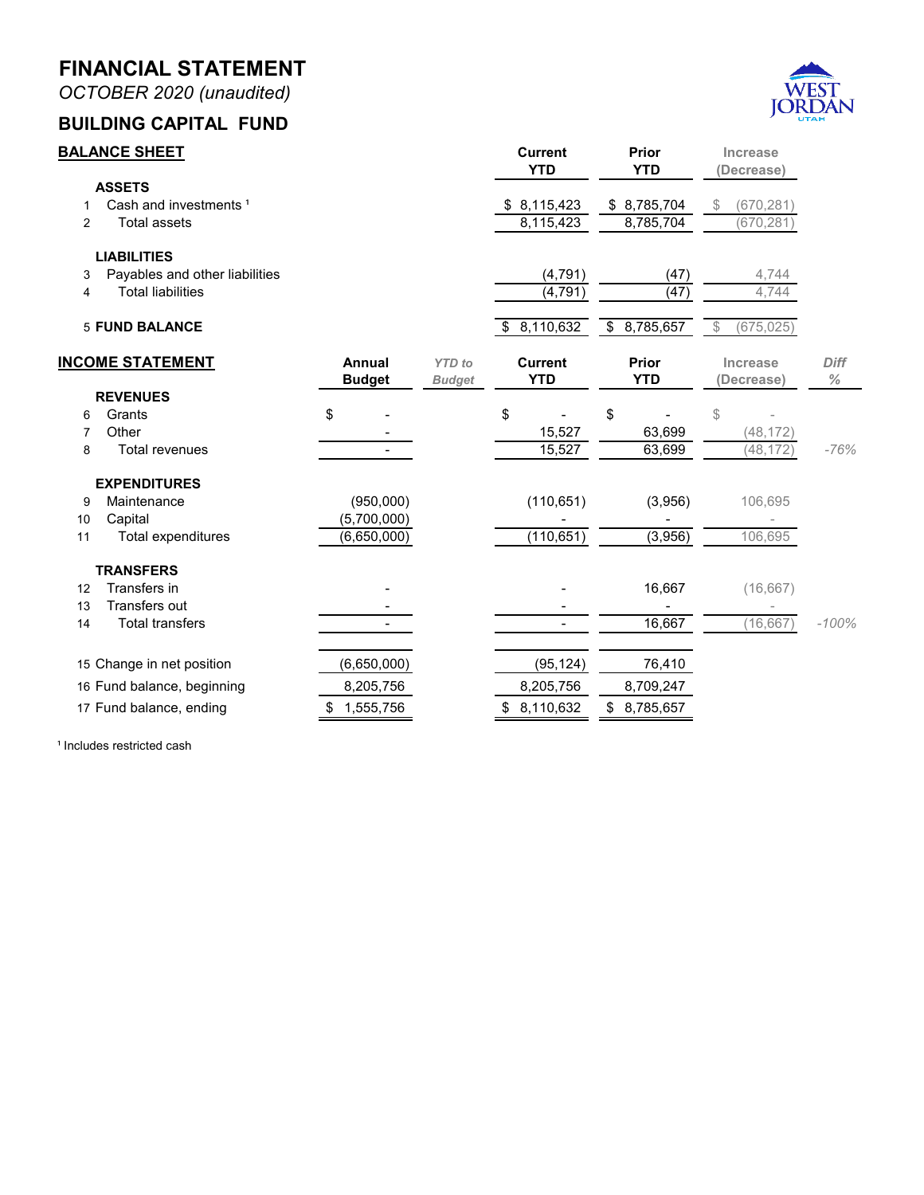# FINANCIAL STATEMENT

*OCTOBER 2020 (unaudited)*

## BUILDING CAPITAL FUND

| BALANCE SHEET | | Current YTD | Prior YTD | Increase (Decrease) |
|---|---|---|---|---|
| **ASSETS** | | | | |
| 1 | Cash and investments [1] | $ 8,115,423 | $ 8,785,704 | $ (670,281) |
| 2 | Total assets | 8,115,423 | 8,785,704 | (670,281) |
| **LIABILITIES** | | | | |
| 3 | Payables and other liabilities | (4,791) | (47) | 4,744 |
| 4 | Total liabilities | (4,791) | (47) | 4,744 |
| 5 | **FUND BALANCE** | $ 8,110,632 | $ 8,785,657 | $ (675,025) |

| INCOME STATEMENT | | Annual Budget | *YTD to Budget* | Current YTD | Prior YTD | Increase (Decrease) | *Diff %* |
|---|---|---|---|---|---|---|---|
| **REVENUES** | | | | | | | |
| 6 | Grants | $ - | | $ - | $ - | $ - | |
| 7 | Other | - | | 15,527 | 63,699 | (48,172) | |
| 8 | Total revenues | - | | 15,527 | 63,699 | (48,172) | *-76%* |
| **EXPENDITURES** | | | | | | | |
| 9 | Maintenance | (950,000) | | (110,651) | (3,956) | 106,695 | |
| 10 | Capital | (5,700,000) | | - | - | - | |
| 11 | Total expenditures | (6,650,000) | | (110,651) | (3,956) | 106,695 | |
| **TRANSFERS** | | | | | | | |
| 12 | Transfers in | - | | - | 16,667 | (16,667) | |
| 13 | Transfers out | - | | - | - | - | |
| 14 | Total transfers | - | | - | 16,667 | (16,667) | *-100%* |
| 15 | Change in net position | (6,650,000) | | (95,124) | 76,410 | | |
| 16 | Fund balance, beginning | 8,205,756 | | 8,205,756 | 8,709,247 | | |
| 17 | Fund balance, ending | $ 1,555,756 | | $ 8,110,632 | $ 8,785,657 | | |

[1] Includes restricted cash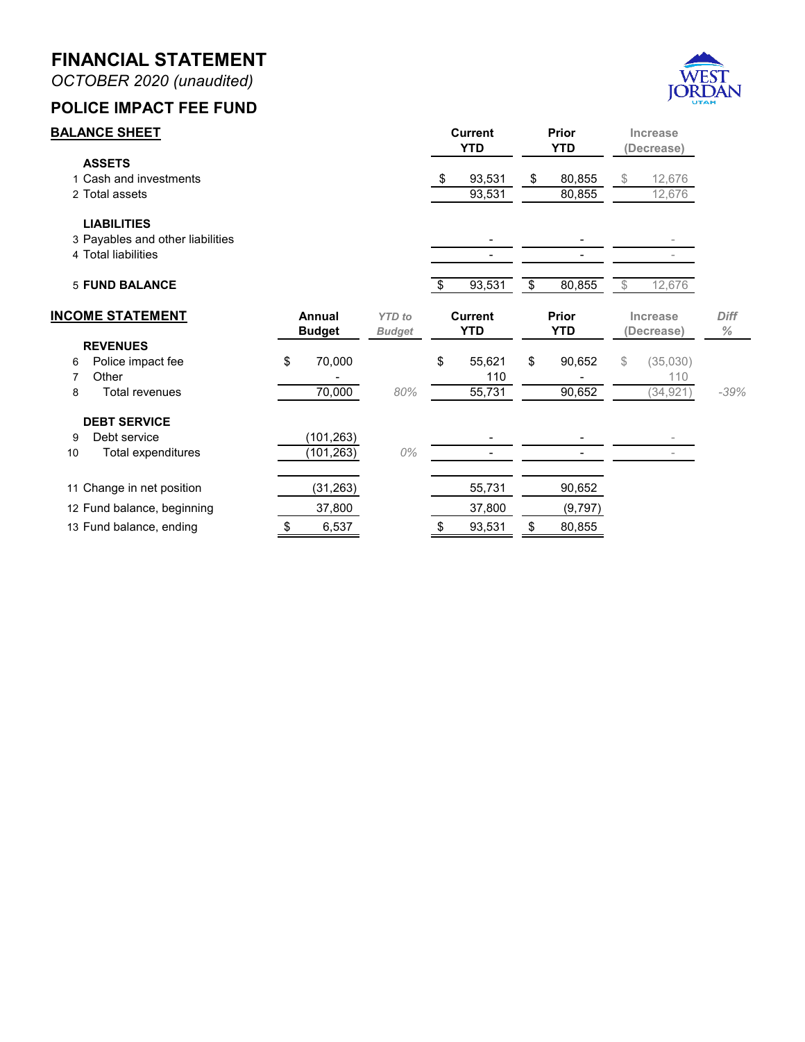# FINANCIAL STATEMENT

*OCTOBER 2020 (unaudited)*

## POLICE IMPACT FEE FUND

### BALANCE SHEET

| | | Current YTD | Prior YTD | Increase (Decrease) |
|---|---|---|---|---|
| | **ASSETS** | | | |
| 1 | Cash and investments | $ 93,531 | $ 80,855 | $ 12,676 |
| 2 | Total assets | 93,531 | 80,855 | 12,676 |
| | **LIABILITIES** | | | |
| 3 | Payables and other liabilities | - | - | - |
| 4 | Total liabilities | - | - | - |
| 5 | **FUND BALANCE** | $ 93,531 | $ 80,855 | $ 12,676 |

### INCOME STATEMENT

| | | Annual Budget | *YTD to Budget* | Current YTD | Prior YTD | Increase (Decrease) | *Diff %* |
|---|---|---|---|---|---|---|---|
| | **REVENUES** | | | | | | |
| 6 | Police impact fee | $ 70,000 | | $ 55,621 | $ 90,652 | $ (35,030) | |
| 7 | Other | - | | 110 | - | 110 | |
| 8 | Total revenues | 70,000 | *80%* | 55,731 | 90,652 | (34,921) | *-39%* |
| | **DEBT SERVICE** | | | | | | |
| 9 | Debt service | (101,263) | | - | - | - | |
| 10 | Total expenditures | (101,263) | *0%* | - | - | - | |
| 11 | Change in net position | (31,263) | | 55,731 | 90,652 | | |
| 12 | Fund balance, beginning | 37,800 | | 37,800 | (9,797) | | |
| 13 | Fund balance, ending | $ 6,537 | | $ 93,531 | $ 80,855 | | |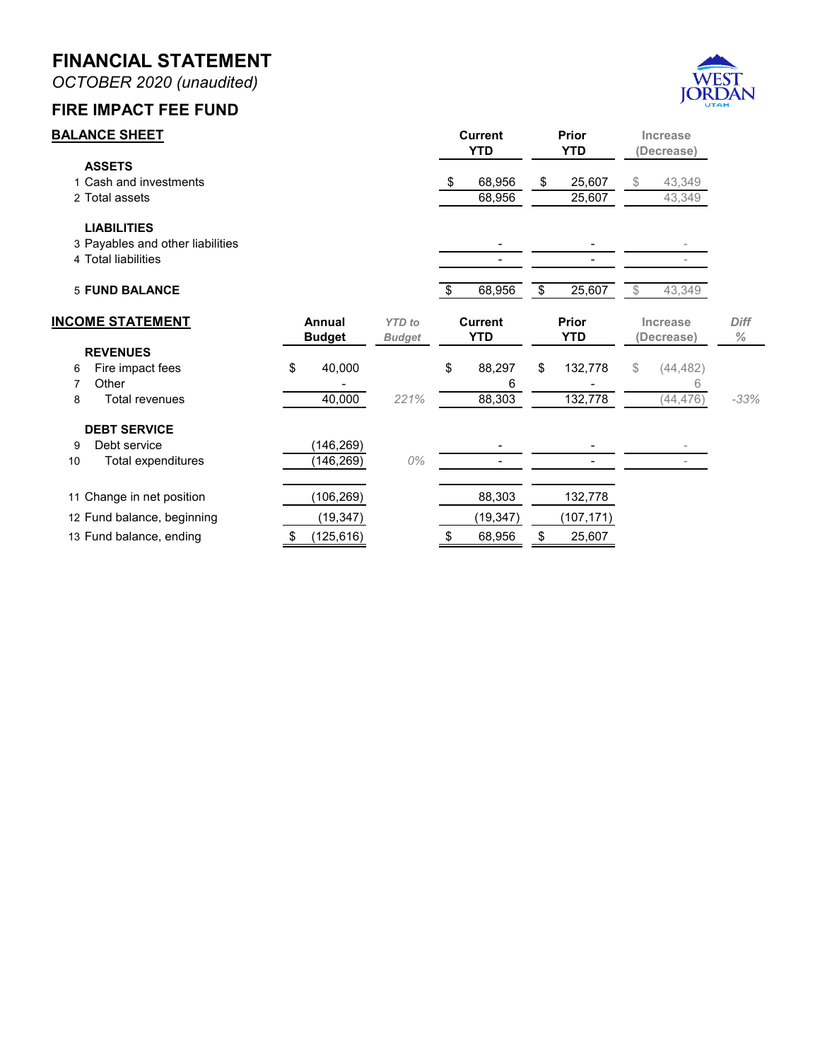# FINANCIAL STATEMENT

*OCTOBER 2020 (unaudited)*

## FIRE IMPACT FEE FUND

### BALANCE SHEET

| | Current YTD | Prior YTD | Increase (Decrease) |
|---|---|---|---|
| **ASSETS** | | | |
| 1 Cash and investments | $ 68,956 | $ 25,607 | $ 43,349 |
| 2 Total assets | 68,956 | 25,607 | 43,349 |
| **LIABILITIES** | | | |
| 3 Payables and other liabilities | - | - | - |
| 4 Total liabilities | - | - | - |
| 5 **FUND BALANCE** | $ 68,956 | $ 25,607 | $ 43,349 |

### INCOME STATEMENT

| | Annual Budget | *YTD to Budget* | Current YTD | Prior YTD | Increase (Decrease) | *Diff %* |
|---|---|---|---|---|---|---|
| **REVENUES** | | | | | | |
| 6 Fire impact fees | $ 40,000 | | $ 88,297 | $ 132,778 | $ (44,482) | |
| 7 Other | - | | 6 | - | 6 | |
| 8 Total revenues | 40,000 | *221%* | 88,303 | 132,778 | (44,476) | *-33%* |
| **DEBT SERVICE** | | | | | | |
| 9 Debt service | (146,269) | | - | - | - | |
| 10 Total expenditures | (146,269) | *0%* | - | - | - | |
| 11 Change in net position | (106,269) | | 88,303 | 132,778 | | |
| 12 Fund balance, beginning | (19,347) | | (19,347) | (107,171) | | |
| 13 Fund balance, ending | $ (125,616) | | $ 68,956 | $ 25,607 | | |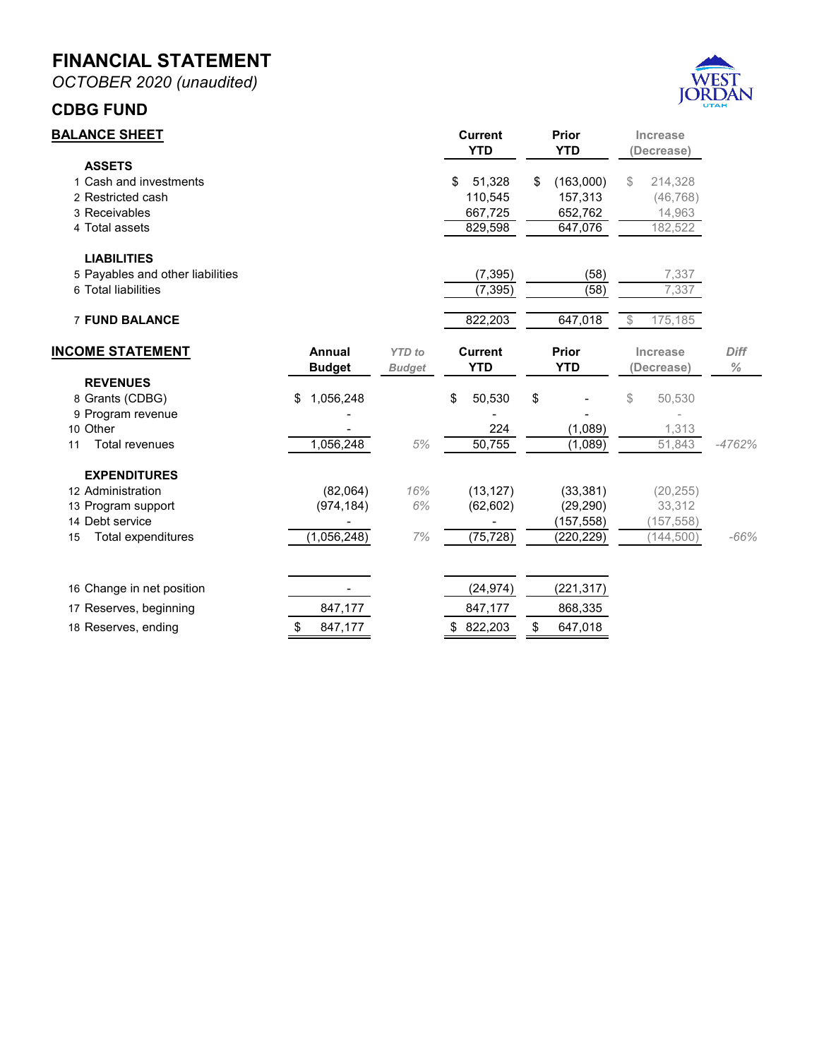# FINANCIAL STATEMENT

*OCTOBER 2020 (unaudited)*

## CDBG FUND

### BALANCE SHEET

| | | Current YTD | Prior YTD | Increase (Decrease) |
|---|---|---|---|---|
| | **ASSETS** | | | |
| 1 | Cash and investments | $ 51,328 | $ (163,000) | $ 214,328 |
| 2 | Restricted cash | 110,545 | 157,313 | (46,768) |
| 3 | Receivables | 667,725 | 652,762 | 14,963 |
| 4 | Total assets | 829,598 | 647,076 | 182,522 |
| | **LIABILITIES** | | | |
| 5 | Payables and other liabilities | (7,395) | (58) | 7,337 |
| 6 | Total liabilities | (7,395) | (58) | 7,337 |
| 7 | **FUND BALANCE** | 822,203 | 647,018 | $ 175,185 |

### INCOME STATEMENT

| | | Annual Budget | *YTD to Budget* | Current YTD | Prior YTD | Increase (Decrease) | *Diff %* |
|---|---|---|---|---|---|---|---|
| | **REVENUES** | | | | | | |
| 8 | Grants (CDBG) | $ 1,056,248 | | $ 50,530 | $ - | $ 50,530 | |
| 9 | Program revenue | - | | - | - | - | |
| 10 | Other | - | | 224 | (1,089) | 1,313 | |
| 11 | Total revenues | 1,056,248 | *5%* | 50,755 | (1,089) | 51,843 | *-4762%* |
| | **EXPENDITURES** | | | | | | |
| 12 | Administration | (82,064) | *16%* | (13,127) | (33,381) | (20,255) | |
| 13 | Program support | (974,184) | *6%* | (62,602) | (29,290) | 33,312 | |
| 14 | Debt service | - | | - | (157,558) | (157,558) | |
| 15 | Total expenditures | (1,056,248) | *7%* | (75,728) | (220,229) | (144,500) | *-66%* |
| 16 | Change in net position | - | | (24,974) | (221,317) | | |
| 17 | Reserves, beginning | 847,177 | | 847,177 | 868,335 | | |
| 18 | Reserves, ending | $ 847,177 | | $ 822,203 | $ 647,018 | | |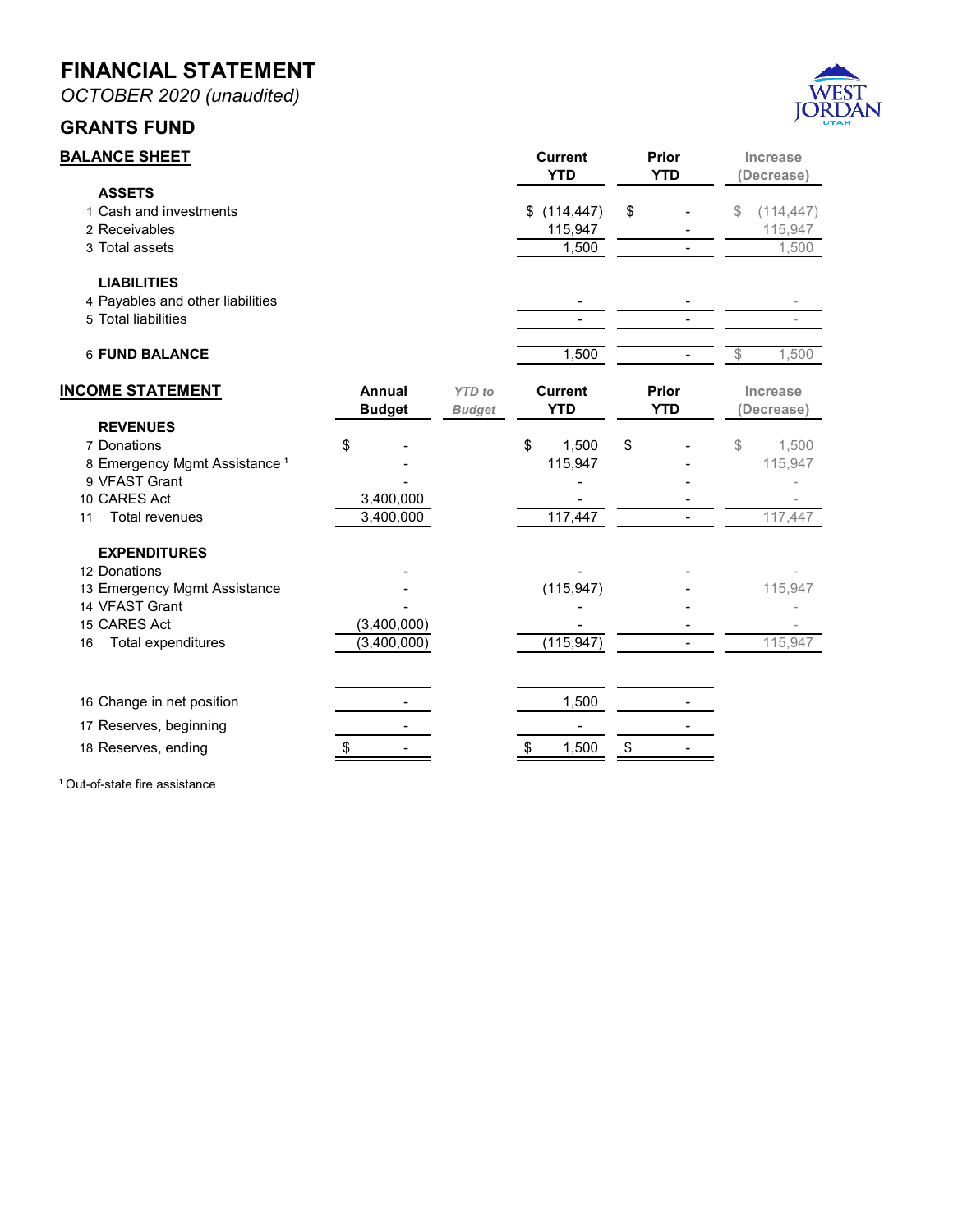# FINANCIAL STATEMENT

*OCTOBER 2020 (unaudited)*

## GRANTS FUND

### BALANCE SHEET

| | | Current YTD | Prior YTD | Increase (Decrease) |
|---|---|---|---|---|
| | **ASSETS** | | | |
| 1 | Cash and investments | $ (114,447) | $ - | $ (114,447) |
| 2 | Receivables | 115,947 | - | 115,947 |
| 3 | Total assets | 1,500 | - | 1,500 |
| | **LIABILITIES** | | | |
| 4 | Payables and other liabilities | - | - | - |
| 5 | Total liabilities | - | - | - |
| 6 | **FUND BALANCE** | 1,500 | - | $ 1,500 |

### INCOME STATEMENT

| | | Annual Budget | *YTD to Budget* | Current YTD | Prior YTD | Increase (Decrease) |
|---|---|---|---|---|---|---|
| | **REVENUES** | | | | | |
| 7 | Donations | $ - | | $ 1,500 | $ - | $ 1,500 |
| 8 | Emergency Mgmt Assistance [1] | - | | 115,947 | - | 115,947 |
| 9 | VFAST Grant | - | | - | - | - |
| 10 | CARES Act | 3,400,000 | | - | - | - |
| 11 | Total revenues | 3,400,000 | | 117,447 | - | 117,447 |
| | **EXPENDITURES** | | | | | |
| 12 | Donations | - | | - | - | - |
| 13 | Emergency Mgmt Assistance | - | | (115,947) | - | 115,947 |
| 14 | VFAST Grant | - | | - | - | - |
| 15 | CARES Act | (3,400,000) | | - | - | - |
| 16 | Total expenditures | (3,400,000) | | (115,947) | - | 115,947 |
| 16 | Change in net position | - | | 1,500 | - | |
| 17 | Reserves, beginning | - | | - | - | |
| 18 | Reserves, ending | $ - | | $ 1,500 | $ - | |

[1] Out-of-state fire assistance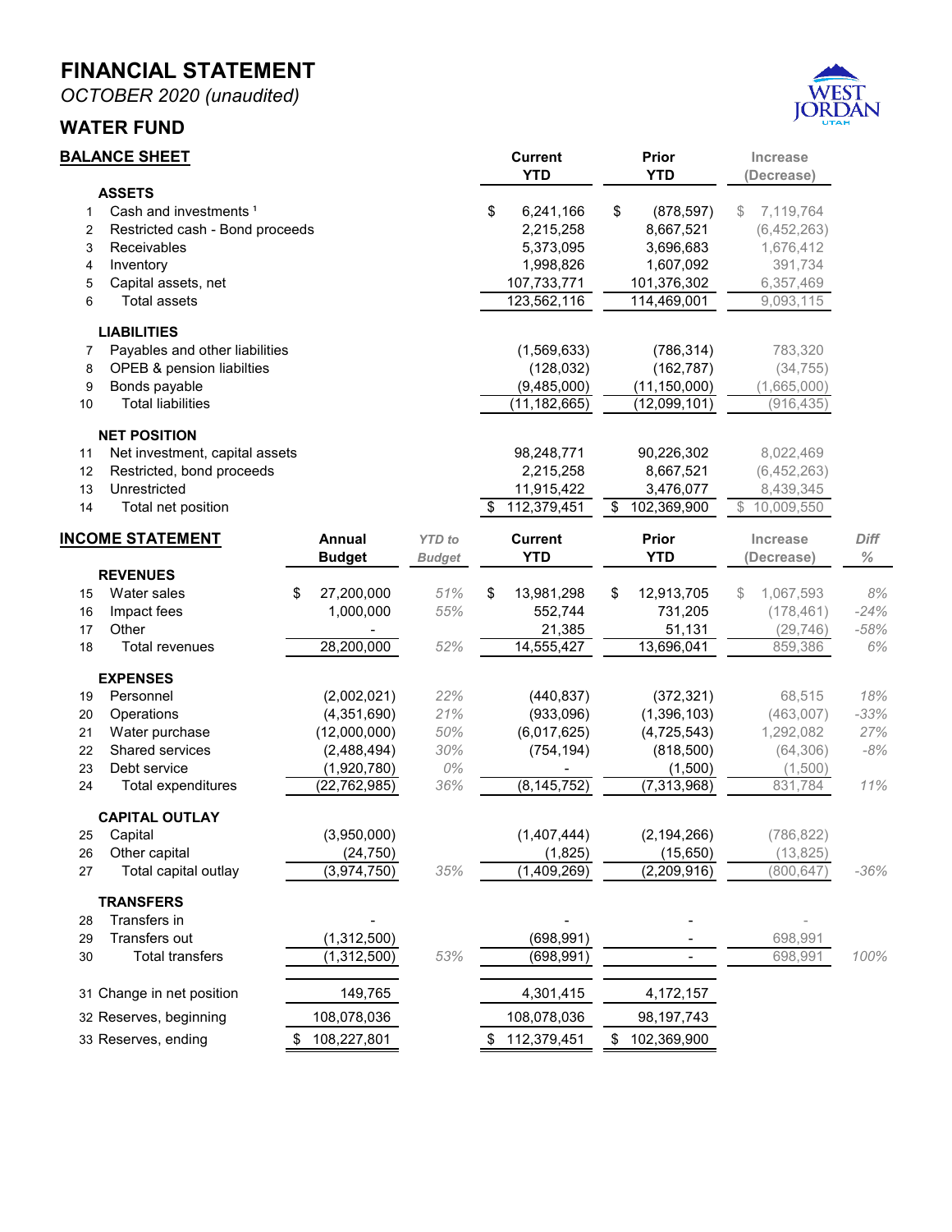# FINANCIAL STATEMENT

*OCTOBER 2020 (unaudited)*

## WATER FUND

### BALANCE SHEET

| | | Current YTD | Prior YTD | Increase (Decrease) |
|---|---|---|---|---|
| | **ASSETS** | | | |
| 1 | Cash and investments [1] | $ 6,241,166 | $ (878,597) | $ 7,119,764 |
| 2 | Restricted cash - Bond proceeds | 2,215,258 | 8,667,521 | (6,452,263) |
| 3 | Receivables | 5,373,095 | 3,696,683 | 1,676,412 |
| 4 | Inventory | 1,998,826 | 1,607,092 | 391,734 |
| 5 | Capital assets, net | 107,733,771 | 101,376,302 | 6,357,469 |
| 6 | Total assets | 123,562,116 | 114,469,001 | 9,093,115 |
| | **LIABILITIES** | | | |
| 7 | Payables and other liabilities | (1,569,633) | (786,314) | 783,320 |
| 8 | OPEB & pension liabilties | (128,032) | (162,787) | (34,755) |
| 9 | Bonds payable | (9,485,000) | (11,150,000) | (1,665,000) |
| 10 | Total liabilities | (11,182,665) | (12,099,101) | (916,435) |
| | **NET POSITION** | | | |
| 11 | Net investment, capital assets | 98,248,771 | 90,226,302 | 8,022,469 |
| 12 | Restricted, bond proceeds | 2,215,258 | 8,667,521 | (6,452,263) |
| 13 | Unrestricted | 11,915,422 | 3,476,077 | 8,439,345 |
| 14 | Total net position | $ 112,379,451 | $ 102,369,900 | $ 10,009,550 |

### INCOME STATEMENT

| | | Annual Budget | *YTD to Budget* | Current YTD | Prior YTD | Increase (Decrease) | *Diff %* |
|---|---|---|---|---|---|---|---|
| | **REVENUES** | | | | | | |
| 15 | Water sales | $ 27,200,000 | *51%* | $ 13,981,298 | $ 12,913,705 | $ 1,067,593 | *8%* |
| 16 | Impact fees | 1,000,000 | *55%* | 552,744 | 731,205 | (178,461) | *-24%* |
| 17 | Other | - | | 21,385 | 51,131 | (29,746) | *-58%* |
| 18 | Total revenues | 28,200,000 | *52%* | 14,555,427 | 13,696,041 | 859,386 | *6%* |
| | **EXPENSES** | | | | | | |
| 19 | Personnel | (2,002,021) | *22%* | (440,837) | (372,321) | 68,515 | *18%* |
| 20 | Operations | (4,351,690) | *21%* | (933,096) | (1,396,103) | (463,007) | *-33%* |
| 21 | Water purchase | (12,000,000) | *50%* | (6,017,625) | (4,725,543) | 1,292,082 | *27%* |
| 22 | Shared services | (2,488,494) | *30%* | (754,194) | (818,500) | (64,306) | *-8%* |
| 23 | Debt service | (1,920,780) | *0%* | - | (1,500) | (1,500) | |
| 24 | Total expenditures | (22,762,985) | *36%* | (8,145,752) | (7,313,968) | 831,784 | *11%* |
| | **CAPITAL OUTLAY** | | | | | | |
| 25 | Capital | (3,950,000) | | (1,407,444) | (2,194,266) | (786,822) | |
| 26 | Other capital | (24,750) | | (1,825) | (15,650) | (13,825) | |
| 27 | Total capital outlay | (3,974,750) | *35%* | (1,409,269) | (2,209,916) | (800,647) | *-36%* |
| | **TRANSFERS** | | | | | | |
| 28 | Transfers in | - | | - | - | - | |
| 29 | Transfers out | (1,312,500) | | (698,991) | - | 698,991 | |
| 30 | Total transfers | (1,312,500) | *53%* | (698,991) | - | 698,991 | *100%* |
| 31 | Change in net position | 149,765 | | 4,301,415 | 4,172,157 | | |
| 32 | Reserves, beginning | 108,078,036 | | 108,078,036 | 98,197,743 | | |
| 33 | Reserves, ending | $ 108,227,801 | | $ 112,379,451 | $ 102,369,900 | | |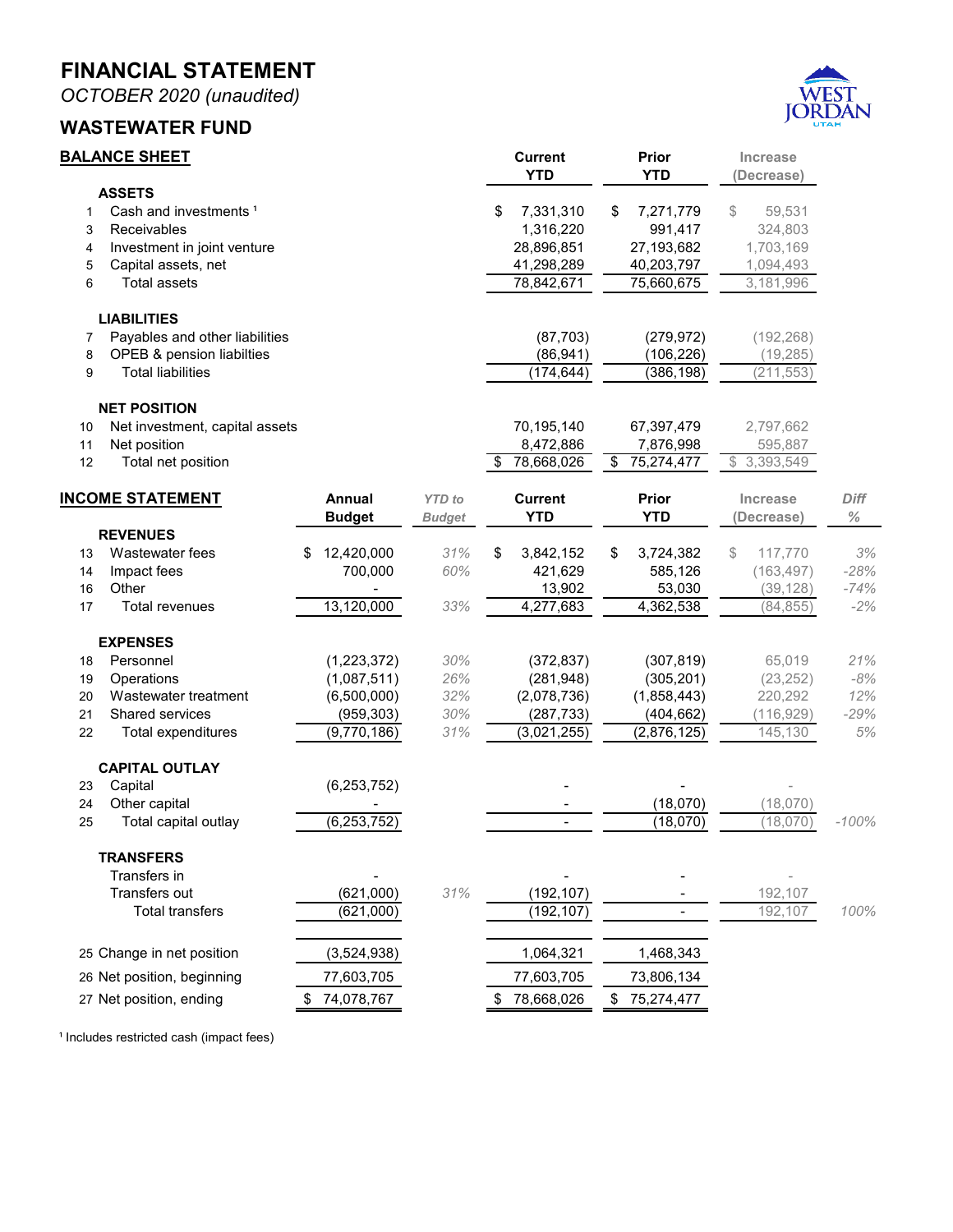# FINANCIAL STATEMENT

*OCTOBER 2020 (unaudited)*

## WASTEWATER FUND

### BALANCE SHEET

| | | Current YTD | Prior YTD | Increase (Decrease) |
|---|---|---|---|---|
| | **ASSETS** | | | |
| 1 | Cash and investments [1] | $ 7,331,310 | $ 7,271,779 | $ 59,531 |
| 3 | Receivables | 1,316,220 | 991,417 | 324,803 |
| 4 | Investment in joint venture | 28,896,851 | 27,193,682 | 1,703,169 |
| 5 | Capital assets, net | 41,298,289 | 40,203,797 | 1,094,493 |
| 6 | Total assets | 78,842,671 | 75,660,675 | 3,181,996 |
| | **LIABILITIES** | | | |
| 7 | Payables and other liabilities | (87,703) | (279,972) | (192,268) |
| 8 | OPEB & pension liabilties | (86,941) | (106,226) | (19,285) |
| 9 | Total liabilities | (174,644) | (386,198) | (211,553) |
| | **NET POSITION** | | | |
| 10 | Net investment, capital assets | 70,195,140 | 67,397,479 | 2,797,662 |
| 11 | Net position | 8,472,886 | 7,876,998 | 595,887 |
| 12 | Total net position | $ 78,668,026 | $ 75,274,477 | $ 3,393,549 |

### INCOME STATEMENT

| | | Annual Budget | *YTD to Budget* | Current YTD | Prior YTD | Increase (Decrease) | *Diff %* |
|---|---|---|---|---|---|---|---|
| | **REVENUES** | | | | | | |
| 13 | Wastewater fees | $ 12,420,000 | *31%* | $ 3,842,152 | $ 3,724,382 | $ 117,770 | *3%* |
| 14 | Impact fees | 700,000 | *60%* | 421,629 | 585,126 | (163,497) | *-28%* |
| 16 | Other | - | | 13,902 | 53,030 | (39,128) | *-74%* |
| 17 | Total revenues | 13,120,000 | *33%* | 4,277,683 | 4,362,538 | (84,855) | *-2%* |
| | **EXPENSES** | | | | | | |
| 18 | Personnel | (1,223,372) | *30%* | (372,837) | (307,819) | 65,019 | *21%* |
| 19 | Operations | (1,087,511) | *26%* | (281,948) | (305,201) | (23,252) | *-8%* |
| 20 | Wastewater treatment | (6,500,000) | *32%* | (2,078,736) | (1,858,443) | 220,292 | *12%* |
| 21 | Shared services | (959,303) | *30%* | (287,733) | (404,662) | (116,929) | *-29%* |
| 22 | Total expenditures | (9,770,186) | *31%* | (3,021,255) | (2,876,125) | 145,130 | *5%* |
| | **CAPITAL OUTLAY** | | | | | | |
| 23 | Capital | (6,253,752) | | - | - | - | |
| 24 | Other capital | - | | - | (18,070) | (18,070) | |
| 25 | Total capital outlay | (6,253,752) | | - | (18,070) | (18,070) | *-100%* |
| | **TRANSFERS** | | | | | | |
| | Transfers in | - | | - | - | - | |
| | Transfers out | (621,000) | *31%* | (192,107) | - | 192,107 | |
| | Total transfers | (621,000) | | (192,107) | - | 192,107 | *100%* |
| 25 | Change in net position | (3,524,938) | | 1,064,321 | 1,468,343 | | |
| 26 | Net position, beginning | 77,603,705 | | 77,603,705 | 73,806,134 | | |
| 27 | Net position, ending | $ 74,078,767 | | $ 78,668,026 | $ 75,274,477 | | |

[1] Includes restricted cash (impact fees)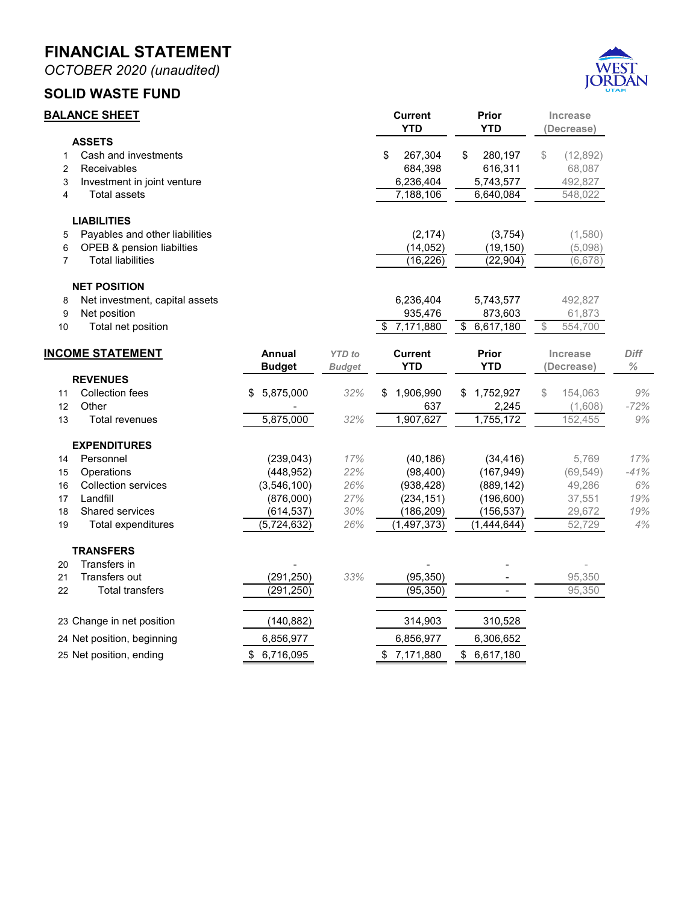# FINANCIAL STATEMENT

*OCTOBER 2020 (unaudited)*

## SOLID WASTE FUND

### BALANCE SHEET

| | | Current YTD | Prior YTD | Increase (Decrease) |
|---|---|---|---|---|
| | **ASSETS** | | | |
| 1 | Cash and investments | $ 267,304 | $ 280,197 | $ (12,892) |
| 2 | Receivables | 684,398 | 616,311 | 68,087 |
| 3 | Investment in joint venture | 6,236,404 | 5,743,577 | 492,827 |
| 4 | Total assets | 7,188,106 | 6,640,084 | 548,022 |
| | **LIABILITIES** | | | |
| 5 | Payables and other liabilities | (2,174) | (3,754) | (1,580) |
| 6 | OPEB & pension liabilties | (14,052) | (19,150) | (5,098) |
| 7 | Total liabilities | (16,226) | (22,904) | (6,678) |
| | **NET POSITION** | | | |
| 8 | Net investment, capital assets | 6,236,404 | 5,743,577 | 492,827 |
| 9 | Net position | 935,476 | 873,603 | 61,873 |
| 10 | Total net position | $ 7,171,880 | $ 6,617,180 | $ 554,700 |

### INCOME STATEMENT

| | | Annual Budget | *YTD to Budget* | Current YTD | Prior YTD | Increase (Decrease) | *Diff %* |
|---|---|---|---|---|---|---|---|
| | **REVENUES** | | | | | | |
| 11 | Collection fees | $ 5,875,000 | *32%* | $ 1,906,990 | $ 1,752,927 | $ 154,063 | *9%* |
| 12 | Other | - | | 637 | 2,245 | (1,608) | *-72%* |
| 13 | Total revenues | 5,875,000 | *32%* | 1,907,627 | 1,755,172 | 152,455 | *9%* |
| | **EXPENDITURES** | | | | | | |
| 14 | Personnel | (239,043) | *17%* | (40,186) | (34,416) | 5,769 | *17%* |
| 15 | Operations | (448,952) | *22%* | (98,400) | (167,949) | (69,549) | *-41%* |
| 16 | Collection services | (3,546,100) | *26%* | (938,428) | (889,142) | 49,286 | *6%* |
| 17 | Landfill | (876,000) | *27%* | (234,151) | (196,600) | 37,551 | *19%* |
| 18 | Shared services | (614,537) | *30%* | (186,209) | (156,537) | 29,672 | *19%* |
| 19 | Total expenditures | (5,724,632) | *26%* | (1,497,373) | (1,444,644) | 52,729 | *4%* |
| | **TRANSFERS** | | | | | | |
| 20 | Transfers in | - | | - | - | - | |
| 21 | Transfers out | (291,250) | *33%* | (95,350) | - | 95,350 | |
| 22 | Total transfers | (291,250) | | (95,350) | - | 95,350 | |
| 23 | Change in net position | (140,882) | | 314,903 | 310,528 | | |
| 24 | Net position, beginning | 6,856,977 | | 6,856,977 | 6,306,652 | | |
| 25 | Net position, ending | $ 6,716,095 | | $ 7,171,880 | $ 6,617,180 | | |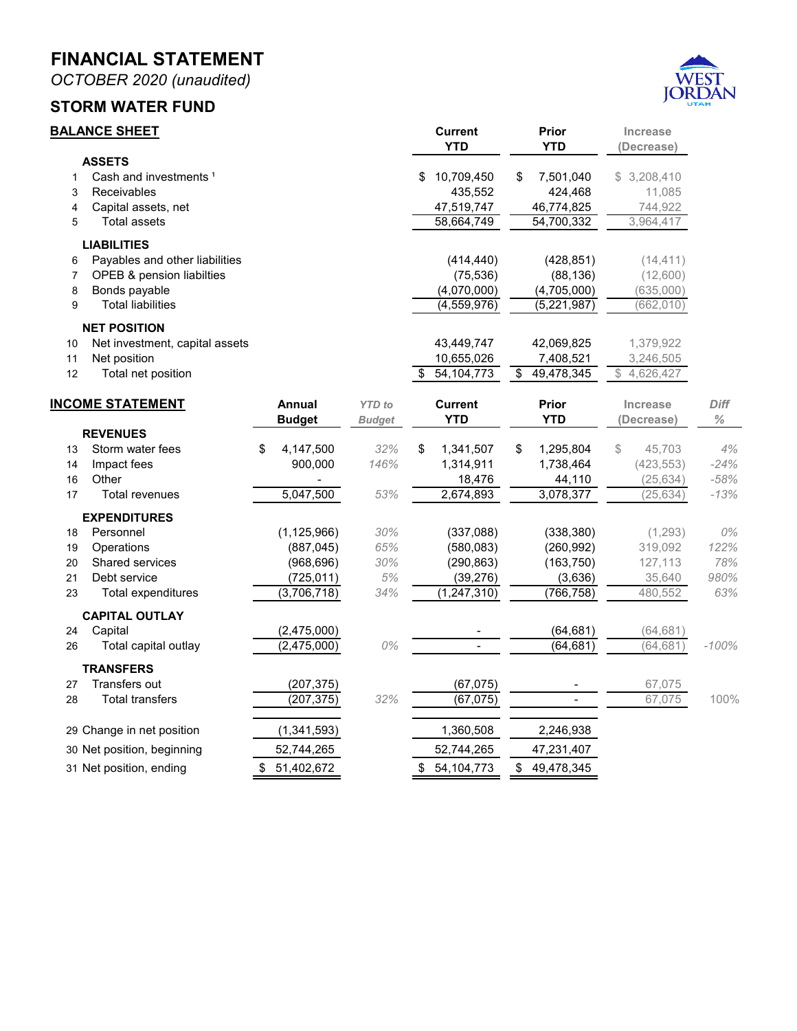# FINANCIAL STATEMENT

*OCTOBER 2020 (unaudited)*

## STORM WATER FUND

### BALANCE SHEET

| | | Current YTD | Prior YTD | Increase (Decrease) |
|---|---|---|---|---|
| | **ASSETS** | | | |
| 1 | Cash and investments [1] | $ 10,709,450 | $ 7,501,040 | $ 3,208,410 |
| 3 | Receivables | 435,552 | 424,468 | 11,085 |
| 4 | Capital assets, net | 47,519,747 | 46,774,825 | 744,922 |
| 5 | Total assets | 58,664,749 | 54,700,332 | 3,964,417 |
| | **LIABILITIES** | | | |
| 6 | Payables and other liabilities | (414,440) | (428,851) | (14,411) |
| 7 | OPEB & pension liabilties | (75,536) | (88,136) | (12,600) |
| 8 | Bonds payable | (4,070,000) | (4,705,000) | (635,000) |
| 9 | Total liabilities | (4,559,976) | (5,221,987) | (662,010) |
| | **NET POSITION** | | | |
| 10 | Net investment, capital assets | 43,449,747 | 42,069,825 | 1,379,922 |
| 11 | Net position | 10,655,026 | 7,408,521 | 3,246,505 |
| 12 | Total net position | $ 54,104,773 | $ 49,478,345 | $ 4,626,427 |

### INCOME STATEMENT

| | | Annual Budget | *YTD to Budget* | Current YTD | Prior YTD | Increase (Decrease) | *Diff %* |
|---|---|---|---|---|---|---|---|
| | **REVENUES** | | | | | | |
| 13 | Storm water fees | $ 4,147,500 | *32%* | $ 1,341,507 | $ 1,295,804 | $ 45,703 | *4%* |
| 14 | Impact fees | 900,000 | *146%* | 1,314,911 | 1,738,464 | (423,553) | *-24%* |
| 16 | Other | - | | 18,476 | 44,110 | (25,634) | *-58%* |
| 17 | Total revenues | 5,047,500 | *53%* | 2,674,893 | 3,078,377 | (25,634) | *-13%* |
| | **EXPENDITURES** | | | | | | |
| 18 | Personnel | (1,125,966) | *30%* | (337,088) | (338,380) | (1,293) | *0%* |
| 19 | Operations | (887,045) | *65%* | (580,083) | (260,992) | 319,092 | *122%* |
| 20 | Shared services | (968,696) | *30%* | (290,863) | (163,750) | 127,113 | *78%* |
| 21 | Debt service | (725,011) | *5%* | (39,276) | (3,636) | 35,640 | *980%* |
| 23 | Total expenditures | (3,706,718) | *34%* | (1,247,310) | (766,758) | 480,552 | *63%* |
| | **CAPITAL OUTLAY** | | | | | | |
| 24 | Capital | (2,475,000) | | - | (64,681) | (64,681) | |
| 26 | Total capital outlay | (2,475,000) | *0%* | - | (64,681) | (64,681) | *-100%* |
| | **TRANSFERS** | | | | | | |
| 27 | Transfers out | (207,375) | | (67,075) | - | 67,075 | |
| 28 | Total transfers | (207,375) | *32%* | (67,075) | - | 67,075 | 100% |
| 29 | Change in net position | (1,341,593) | | 1,360,508 | 2,246,938 | | |
| 30 | Net position, beginning | 52,744,265 | | 52,744,265 | 47,231,407 | | |
| 31 | Net position, ending | $ 51,402,672 | | $ 54,104,773 | $ 49,478,345 | | |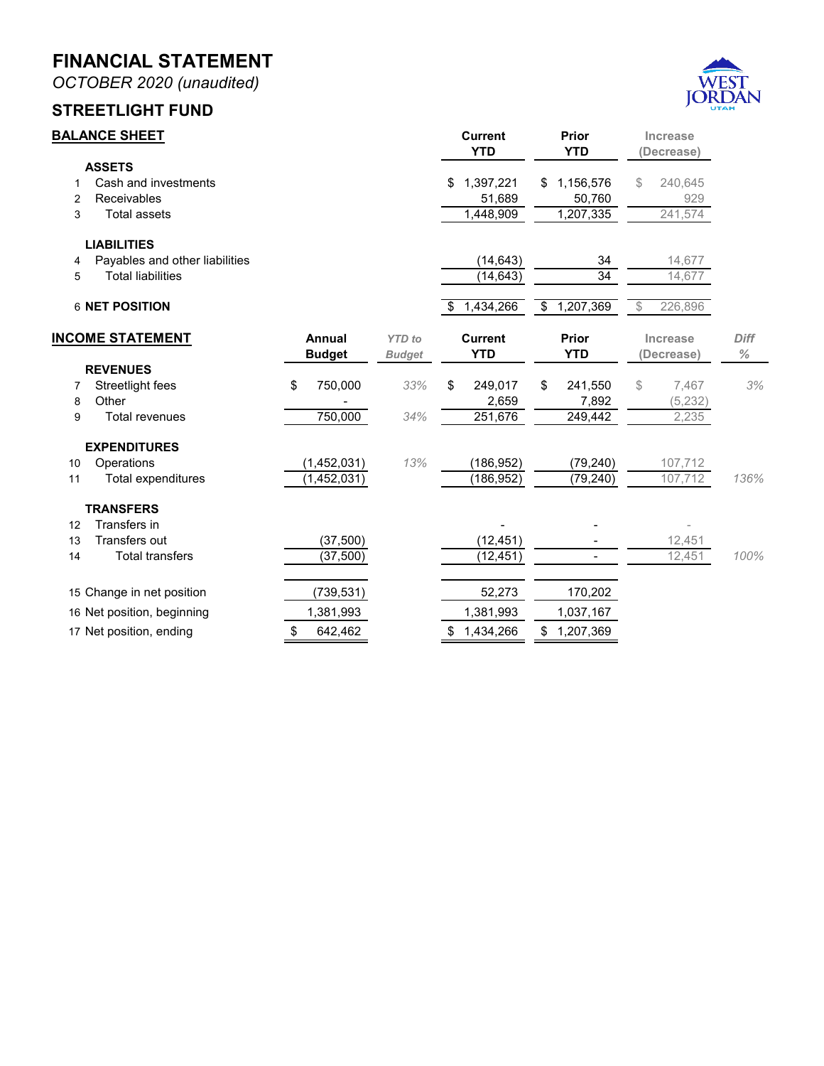# FINANCIAL STATEMENT

*OCTOBER 2020 (unaudited)*

## STREETLIGHT FUND

| BALANCE SHEET | Current YTD | Prior YTD | Increase (Decrease) |
|---|---|---|---|
| **ASSETS** | | | |
| 1 Cash and investments | $ 1,397,221 | $ 1,156,576 | $ 240,645 |
| 2 Receivables | 51,689 | 50,760 | 929 |
| 3 Total assets | 1,448,909 | 1,207,335 | 241,574 |
| **LIABILITIES** | | | |
| 4 Payables and other liabilities | (14,643) | 34 | 14,677 |
| 5 Total liabilities | (14,643) | 34 | 14,677 |
| 6 **NET POSITION** | $ 1,434,266 | $ 1,207,369 | $ 226,896 |

| INCOME STATEMENT | Annual Budget | *YTD to Budget* | Current YTD | Prior YTD | Increase (Decrease) | *Diff %* |
|---|---|---|---|---|---|---|
| **REVENUES** | | | | | | |
| 7 Streetlight fees | $ 750,000 | *33%* | $ 249,017 | $ 241,550 | $ 7,467 | *3%* |
| 8 Other | - | | 2,659 | 7,892 | (5,232) | |
| 9 Total revenues | 750,000 | *34%* | 251,676 | 249,442 | 2,235 | |
| **EXPENDITURES** | | | | | | |
| 10 Operations | (1,452,031) | *13%* | (186,952) | (79,240) | 107,712 | |
| 11 Total expenditures | (1,452,031) | | (186,952) | (79,240) | 107,712 | *136%* |
| **TRANSFERS** | | | | | | |
| 12 Transfers in | | | - | - | - | |
| 13 Transfers out | (37,500) | | (12,451) | - | 12,451 | |
| 14 Total transfers | (37,500) | | (12,451) | - | 12,451 | *100%* |
| 15 Change in net position | (739,531) | | 52,273 | 170,202 | | |
| 16 Net position, beginning | 1,381,993 | | 1,381,993 | 1,037,167 | | |
| 17 Net position, ending | $ 642,462 | | $ 1,434,266 | $ 1,207,369 | | |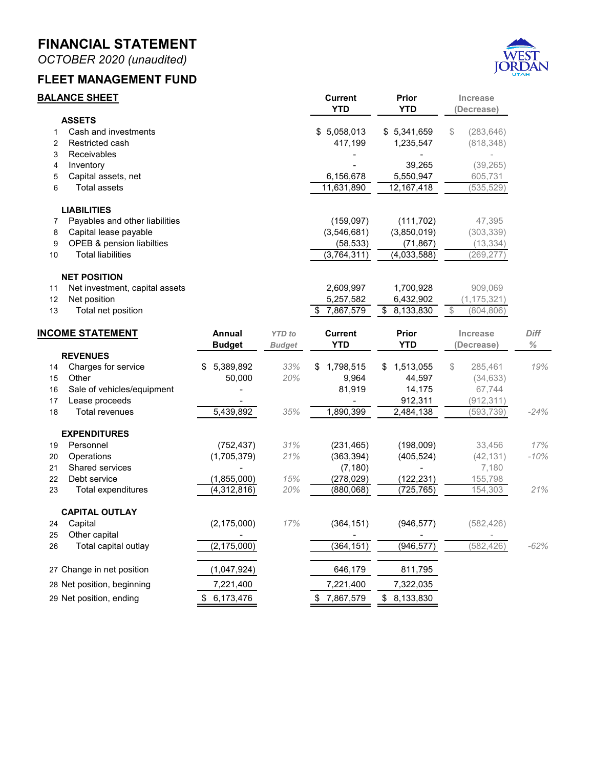# FINANCIAL STATEMENT

*OCTOBER 2020 (unaudited)*

## FLEET MANAGEMENT FUND

### BALANCE SHEET

| | | Current YTD | Prior YTD | Increase (Decrease) |
|---|---|---|---|---|
| | **ASSETS** | | | |
| 1 | Cash and investments | $ 5,058,013 | $ 5,341,659 | $ (283,646) |
| 2 | Restricted cash | 417,199 | 1,235,547 | (818,348) |
| 3 | Receivables | - | - | - |
| 4 | Inventory | - | 39,265 | (39,265) |
| 5 | Capital assets, net | 6,156,678 | 5,550,947 | 605,731 |
| 6 | Total assets | 11,631,890 | 12,167,418 | (535,529) |
| | **LIABILITIES** | | | |
| 7 | Payables and other liabilities | (159,097) | (111,702) | 47,395 |
| 8 | Capital lease payable | (3,546,681) | (3,850,019) | (303,339) |
| 9 | OPEB & pension liabilties | (58,533) | (71,867) | (13,334) |
| 10 | Total liabilities | (3,764,311) | (4,033,588) | (269,277) |
| | **NET POSITION** | | | |
| 11 | Net investment, capital assets | 2,609,997 | 1,700,928 | 909,069 |
| 12 | Net position | 5,257,582 | 6,432,902 | (1,175,321) |
| 13 | Total net position | $ 7,867,579 | $ 8,133,830 | $ (804,806) |

### INCOME STATEMENT

| | | Annual Budget | *YTD to Budget* | Current YTD | Prior YTD | Increase (Decrease) | *Diff %* |
|---|---|---|---|---|---|---|---|
| | **REVENUES** | | | | | | |
| 14 | Charges for service | $ 5,389,892 | *33%* | $ 1,798,515 | $ 1,513,055 | $ 285,461 | *19%* |
| 15 | Other | 50,000 | *20%* | 9,964 | 44,597 | (34,633) | |
| 16 | Sale of vehicles/equipment | - | | 81,919 | 14,175 | 67,744 | |
| 17 | Lease proceeds | - | | - | 912,311 | (912,311) | |
| 18 | Total revenues | 5,439,892 | *35%* | 1,890,399 | 2,484,138 | (593,739) | *-24%* |
| | **EXPENDITURES** | | | | | | |
| 19 | Personnel | (752,437) | *31%* | (231,465) | (198,009) | 33,456 | *17%* |
| 20 | Operations | (1,705,379) | *21%* | (363,394) | (405,524) | (42,131) | *-10%* |
| 21 | Shared services | - | | (7,180) | - | 7,180 | |
| 22 | Debt service | (1,855,000) | *15%* | (278,029) | (122,231) | 155,798 | |
| 23 | Total expenditures | (4,312,816) | *20%* | (880,068) | (725,765) | 154,303 | *21%* |
| | **CAPITAL OUTLAY** | | | | | | |
| 24 | Capital | (2,175,000) | *17%* | (364,151) | (946,577) | (582,426) | |
| 25 | Other capital | - | | - | - | - | |
| 26 | Total capital outlay | (2,175,000) | | (364,151) | (946,577) | (582,426) | *-62%* |
| 27 | Change in net position | (1,047,924) | | 646,179 | 811,795 | | |
| 28 | Net position, beginning | 7,221,400 | | 7,221,400 | 7,322,035 | | |
| 29 | Net position, ending | $ 6,173,476 | | $ 7,867,579 | $ 8,133,830 | | |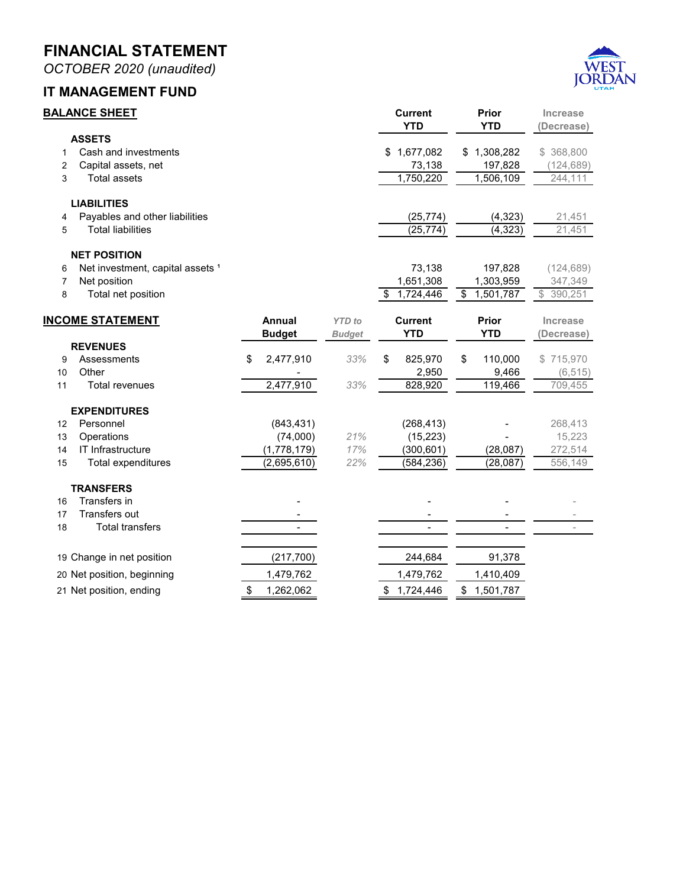# FINANCIAL STATEMENT

*OCTOBER 2020 (unaudited)*

## IT MANAGEMENT FUND

**BALANCE SHEET**

| | | Current YTD | Prior YTD | Increase (Decrease) |
|---|---|---|---|---|
| | **ASSETS** | | | |
| 1 | Cash and investments | $ 1,677,082 | $ 1,308,282 | $ 368,800 |
| 2 | Capital assets, net | 73,138 | 197,828 | (124,689) |
| 3 | Total assets | 1,750,220 | 1,506,109 | 244,111 |
| | **LIABILITIES** | | | |
| 4 | Payables and other liabilities | (25,774) | (4,323) | 21,451 |
| 5 | Total liabilities | (25,774) | (4,323) | 21,451 |
| | **NET POSITION** | | | |
| 6 | Net investment, capital assets [1] | 73,138 | 197,828 | (124,689) |
| 7 | Net position | 1,651,308 | 1,303,959 | 347,349 |
| 8 | Total net position | $ 1,724,446 | $ 1,501,787 | $ 390,251 |

**INCOME STATEMENT**

| | | Annual Budget | *YTD to Budget* | Current YTD | Prior YTD | Increase (Decrease) |
|---|---|---|---|---|---|---|
| | **REVENUES** | | | | | |
| 9 | Assessments | $ 2,477,910 | *33%* | $ 825,970 | $ 110,000 | $ 715,970 |
| 10 | Other | - | | 2,950 | 9,466 | (6,515) |
| 11 | Total revenues | 2,477,910 | *33%* | 828,920 | 119,466 | 709,455 |
| | **EXPENDITURES** | | | | | |
| 12 | Personnel | (843,431) | | (268,413) | - | 268,413 |
| 13 | Operations | (74,000) | *21%* | (15,223) | - | 15,223 |
| 14 | IT Infrastructure | (1,778,179) | *17%* | (300,601) | (28,087) | 272,514 |
| 15 | Total expenditures | (2,695,610) | *22%* | (584,236) | (28,087) | 556,149 |
| | **TRANSFERS** | | | | | |
| 16 | Transfers in | - | | - | - | - |
| 17 | Transfers out | - | | - | - | - |
| 18 | Total transfers | - | | - | - | - |
| 19 | Change in net position | (217,700) | | 244,684 | 91,378 | |
| 20 | Net position, beginning | 1,479,762 | | 1,479,762 | 1,410,409 | |
| 21 | Net position, ending | $ 1,262,062 | | $ 1,724,446 | $ 1,501,787 | |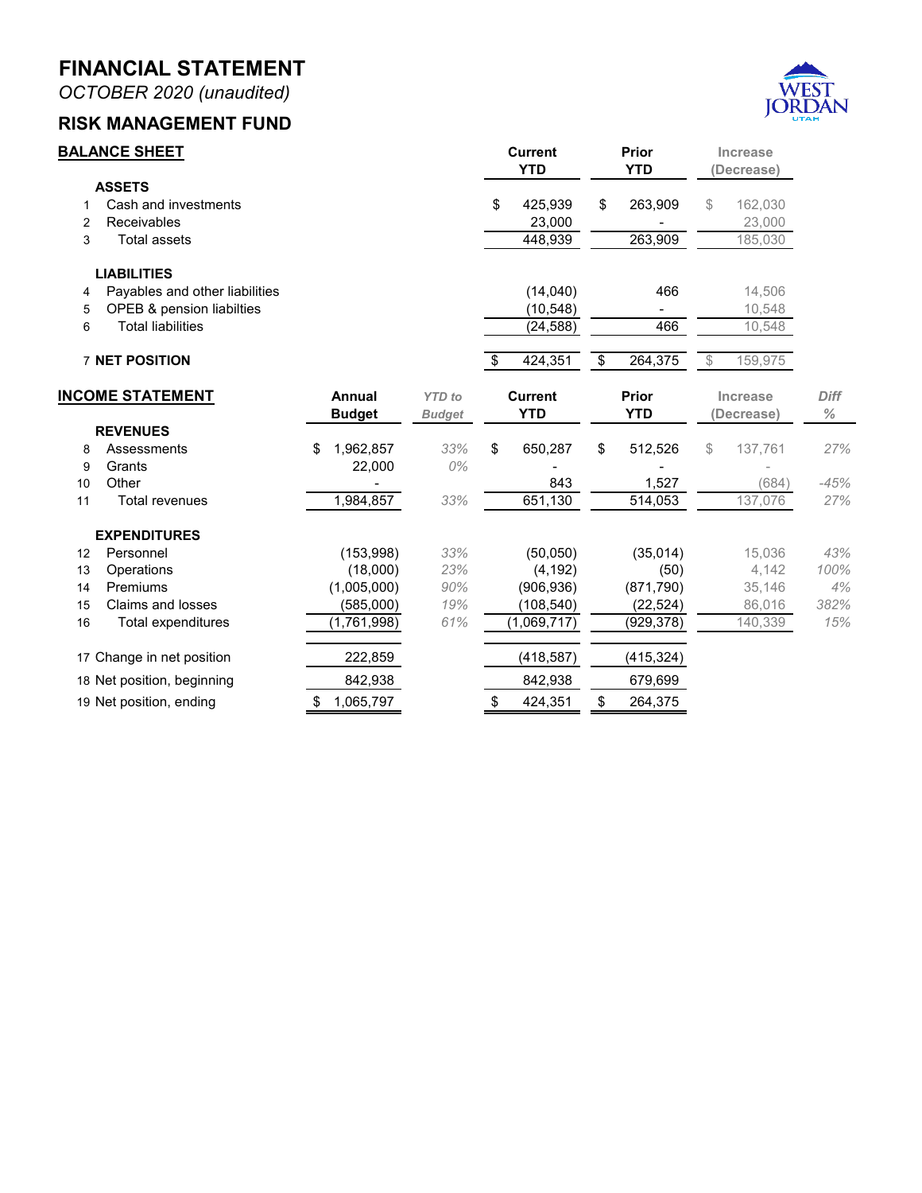# FINANCIAL STATEMENT

*OCTOBER 2020 (unaudited)*

## RISK MANAGEMENT FUND

### BALANCE SHEET

| | | Current YTD | Prior YTD | Increase (Decrease) |
|---|---|---|---|---|
| | **ASSETS** | | | |
| 1 | Cash and investments | $ 425,939 | $ 263,909 | $ 162,030 |
| 2 | Receivables | 23,000 | - | 23,000 |
| 3 | Total assets | 448,939 | 263,909 | 185,030 |
| | **LIABILITIES** | | | |
| 4 | Payables and other liabilities | (14,040) | 466 | 14,506 |
| 5 | OPEB & pension liabilties | (10,548) | - | 10,548 |
| 6 | Total liabilities | (24,588) | 466 | 10,548 |
| 7 | **NET POSITION** | $ 424,351 | $ 264,375 | $ 159,975 |

### INCOME STATEMENT

| | | Annual Budget | *YTD to Budget* | Current YTD | Prior YTD | Increase (Decrease) | *Diff %* |
|---|---|---|---|---|---|---|---|
| | **REVENUES** | | | | | | |
| 8 | Assessments | $ 1,962,857 | *33%* | $ 650,287 | $ 512,526 | $ 137,761 | *27%* |
| 9 | Grants | 22,000 | *0%* | - | - | - | |
| 10 | Other | - | | 843 | 1,527 | (684) | *-45%* |
| 11 | Total revenues | 1,984,857 | *33%* | 651,130 | 514,053 | 137,076 | *27%* |
| | **EXPENDITURES** | | | | | | |
| 12 | Personnel | (153,998) | *33%* | (50,050) | (35,014) | 15,036 | *43%* |
| 13 | Operations | (18,000) | *23%* | (4,192) | (50) | 4,142 | *100%* |
| 14 | Premiums | (1,005,000) | *90%* | (906,936) | (871,790) | 35,146 | *4%* |
| 15 | Claims and losses | (585,000) | *19%* | (108,540) | (22,524) | 86,016 | *382%* |
| 16 | Total expenditures | (1,761,998) | *61%* | (1,069,717) | (929,378) | 140,339 | *15%* |
| 17 | Change in net position | 222,859 | | (418,587) | (415,324) | | |
| 18 | Net position, beginning | 842,938 | | 842,938 | 679,699 | | |
| 19 | Net position, ending | $ 1,065,797 | | $ 424,351 | $ 264,375 | | |